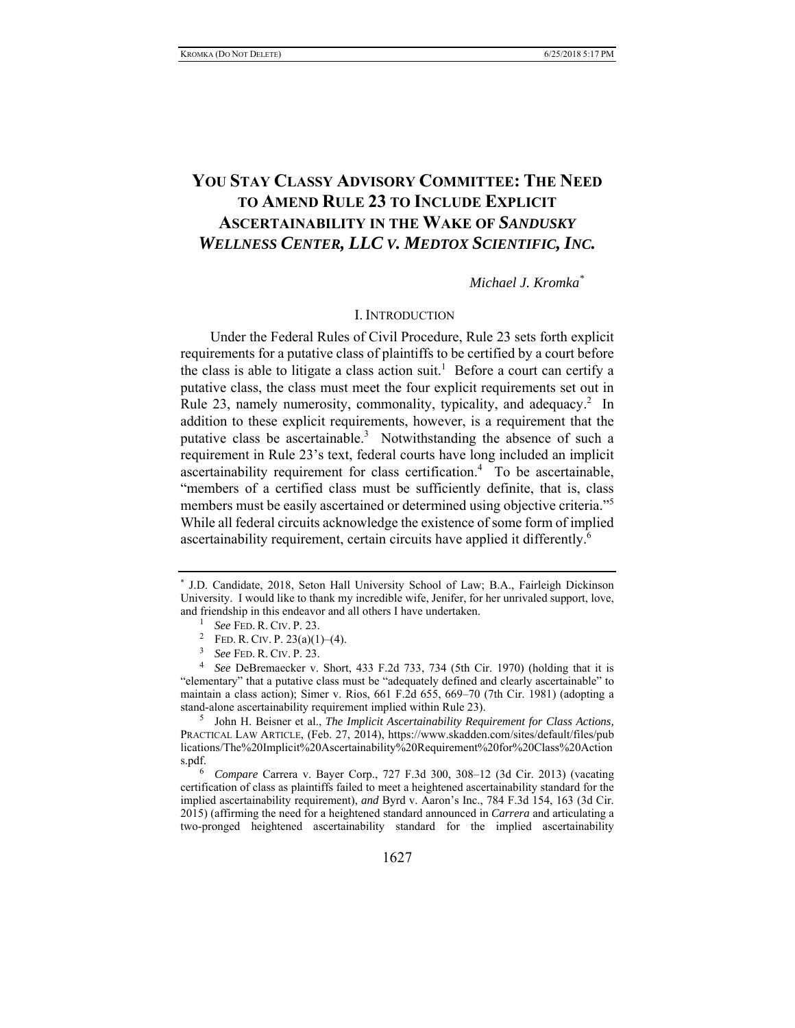# YOU STAY CLASSY ADVISORY COMMITTEE: THE NEED TO AMEND RULE 23 TO INCLUDE EXPLICIT ASCERTAINABILITY IN THE WAKE OF *SANDUSKY WELLNESS CENTER, LLC V. MEDTOX SCIENTIFIC, INC.*

*Michael J. Kromka*[*]

## I. INTRODUCTION

Under the Federal Rules of Civil Procedure, Rule 23 sets forth explicit requirements for a putative class of plaintiffs to be certified by a court before the class is able to litigate a class action suit.[1] Before a court can certify a putative class, the class must meet the four explicit requirements set out in Rule 23, namely numerosity, commonality, typicality, and adequacy.[2] In addition to these explicit requirements, however, is a requirement that the putative class be ascertainable.[3] Notwithstanding the absence of such a requirement in Rule 23's text, federal courts have long included an implicit ascertainability requirement for class certification.[4] To be ascertainable, "members of a certified class must be sufficiently definite, that is, class members must be easily ascertained or determined using objective criteria."[5] While all federal circuits acknowledge the existence of some form of implied ascertainability requirement, certain circuits have applied it differently.[6]

---

[*] J.D. Candidate, 2018, Seton Hall University School of Law; B.A., Fairleigh Dickinson University. I would like to thank my incredible wife, Jenifer, for her unrivaled support, love, and friendship in this endeavor and all others I have undertaken.

[1] *See* FED. R. CIV. P. 23.

[2] FED. R. CIV. P. 23(a)(1)–(4).

[3] *See* FED. R. CIV. P. 23.

[4] *See* DeBremaecker v. Short, 433 F.2d 733, 734 (5th Cir. 1970) (holding that it is "elementary" that a putative class must be "adequately defined and clearly ascertainable" to maintain a class action); Simer v. Rios, 661 F.2d 655, 669–70 (7th Cir. 1981) (adopting a stand-alone ascertainability requirement implied within Rule 23).

[5] John H. Beisner et al., *The Implicit Ascertainability Requirement for Class Actions,* PRACTICAL LAW ARTICLE, (Feb. 27, 2014), https://www.skadden.com/sites/default/files/publications/The%20Implicit%20Ascertainability%20Requirement%20for%20Class%20Actions.pdf.

[6] *Compare* Carrera v. Bayer Corp., 727 F.3d 300, 308–12 (3d Cir. 2013) (vacating certification of class as plaintiffs failed to meet a heightened ascertainability standard for the implied ascertainability requirement), *and* Byrd v. Aaron's Inc., 784 F.3d 154, 163 (3d Cir. 2015) (affirming the need for a heightened standard announced in *Carrera* and articulating a two-pronged heightened ascertainability standard for the implied ascertainability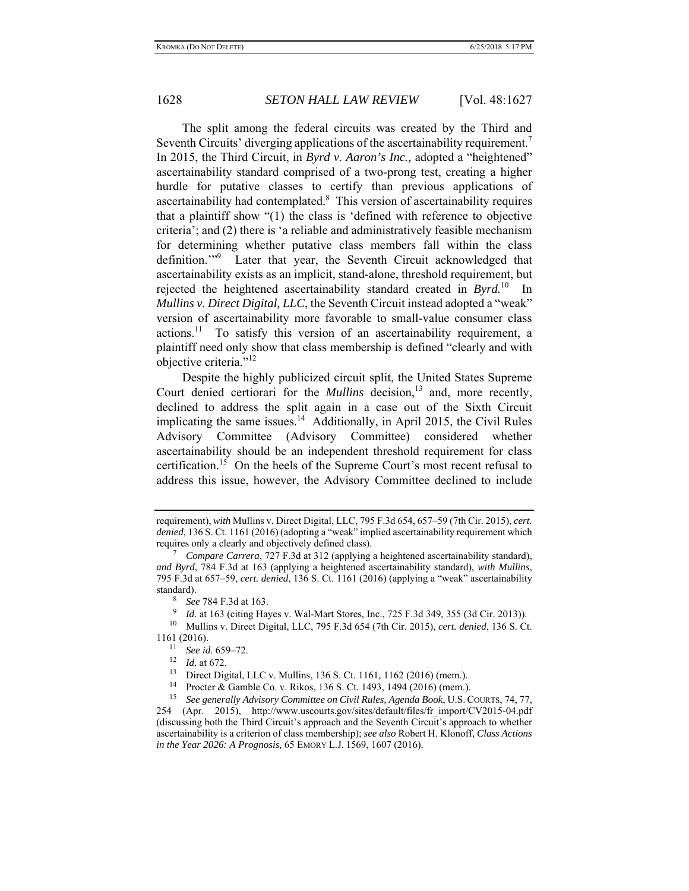The split among the federal circuits was created by the Third and Seventh Circuits' diverging applications of the ascertainability requirement.[7] In 2015, the Third Circuit, in *Byrd v. Aaron's Inc.,* adopted a "heightened" ascertainability standard comprised of a two-prong test, creating a higher hurdle for putative classes to certify than previous applications of ascertainability had contemplated.[8] This version of ascertainability requires that a plaintiff show "(1) the class is 'defined with reference to objective criteria'; and (2) there is 'a reliable and administratively feasible mechanism for determining whether putative class members fall within the class definition.'"[9] Later that year, the Seventh Circuit acknowledged that ascertainability exists as an implicit, stand-alone, threshold requirement, but rejected the heightened ascertainability standard created in *Byrd.*[10] In *Mullins v. Direct Digital, LLC*, the Seventh Circuit instead adopted a "weak" version of ascertainability more favorable to small-value consumer class actions.[11] To satisfy this version of an ascertainability requirement, a plaintiff need only show that class membership is defined "clearly and with objective criteria."[12]

Despite the highly publicized circuit split, the United States Supreme Court denied certiorari for the *Mullins* decision,[13] and, more recently, declined to address the split again in a case out of the Sixth Circuit implicating the same issues.[14] Additionally, in April 2015, the Civil Rules Advisory Committee (Advisory Committee) considered whether ascertainability should be an independent threshold requirement for class certification.[15] On the heels of the Supreme Court's most recent refusal to address this issue, however, the Advisory Committee declined to include

---

requirement), *with* Mullins v. Direct Digital, LLC, 795 F.3d 654, 657–59 (7th Cir. 2015), *cert. denied*, 136 S. Ct. 1161 (2016) (adopting a "weak" implied ascertainability requirement which requires only a clearly and objectively defined class).

[7] *Compare Carrera*, 727 F.3d at 312 (applying a heightened ascertainability standard), *and Byrd*, 784 F.3d at 163 (applying a heightened ascertainability standard), *with Mullins*, 795 F.3d at 657–59, *cert. denied*, 136 S. Ct. 1161 (2016) (applying a "weak" ascertainability standard).

[8] *See* 784 F.3d at 163.

[9] *Id.* at 163 (citing Hayes v. Wal-Mart Stores, Inc., 725 F.3d 349, 355 (3d Cir. 2013)).

[10] Mullins v. Direct Digital, LLC, 795 F.3d 654 (7th Cir. 2015), *cert. denied*, 136 S. Ct. 1161 (2016).

[11] *See id.* 659–72.

[12] *Id.* at 672.

[13] Direct Digital, LLC v. Mullins, 136 S. Ct. 1161, 1162 (2016) (mem.).

[14] Procter & Gamble Co. v. Rikos, 136 S. Ct. 1493, 1494 (2016) (mem.).

[15] *See generally Advisory Committee on Civil Rules, Agenda Book*, U.S. COURTS, 74, 77, 254 (Apr. 2015), http://www.uscourts.gov/sites/default/files/fr_import/CV2015-04.pdf (discussing both the Third Circuit's approach and the Seventh Circuit's approach to whether ascertainability is a criterion of class membership); *see also* Robert H. Klonoff, *Class Actions in the Year 2026: A Prognosis,* 65 EMORY L.J. 1569, 1607 (2016).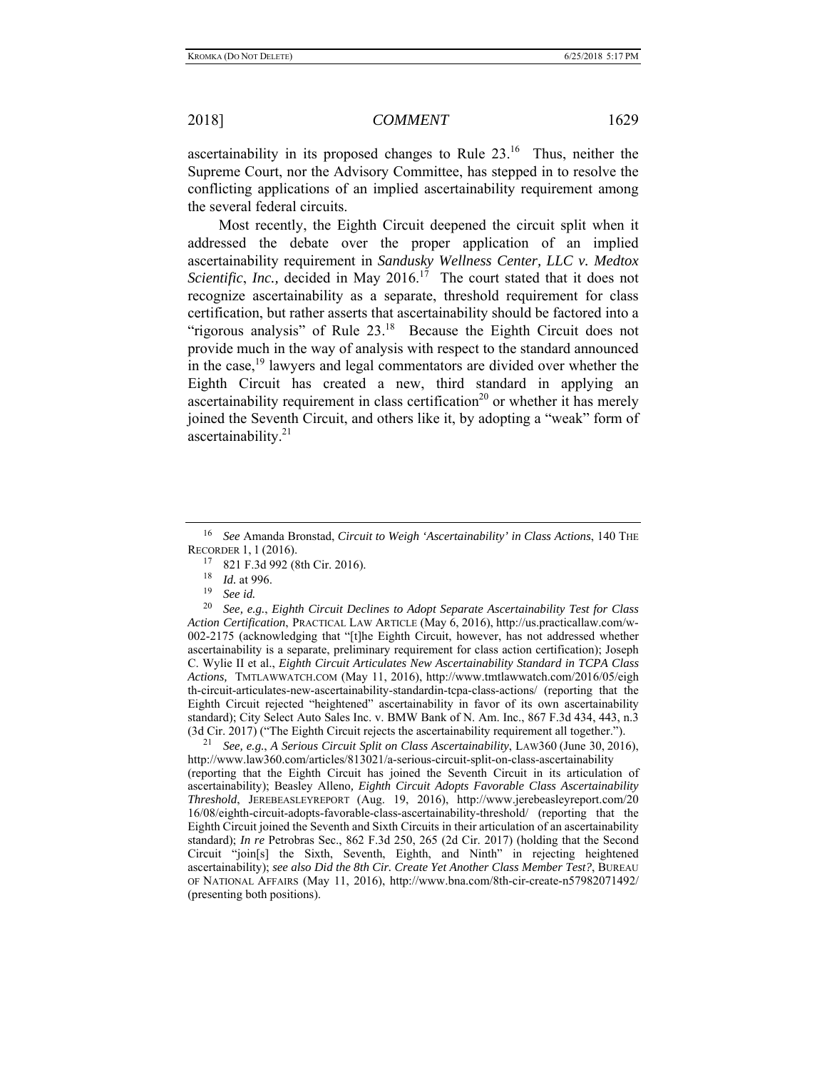ascertainability in its proposed changes to Rule 23.[16] Thus, neither the Supreme Court, nor the Advisory Committee, has stepped in to resolve the conflicting applications of an implied ascertainability requirement among the several federal circuits.

Most recently, the Eighth Circuit deepened the circuit split when it addressed the debate over the proper application of an implied ascertainability requirement in *Sandusky Wellness Center, LLC v. Medtox Scientific*, *Inc.,* decided in May 2016.[17] The court stated that it does not recognize ascertainability as a separate, threshold requirement for class certification, but rather asserts that ascertainability should be factored into a "rigorous analysis" of Rule 23.[18] Because the Eighth Circuit does not provide much in the way of analysis with respect to the standard announced in the case,[19] lawyers and legal commentators are divided over whether the Eighth Circuit has created a new, third standard in applying an ascertainability requirement in class certification[20] or whether it has merely joined the Seventh Circuit, and others like it, by adopting a "weak" form of ascertainability.[21]

---

[16] *See* Amanda Bronstad, *Circuit to Weigh 'Ascertainability' in Class Actions*, 140 THE RECORDER 1, 1 (2016).

[17] 821 F.3d 992 (8th Cir. 2016).

[18] *Id.* at 996.

[19] *See id.*

[20] *See, e.g.*, *Eighth Circuit Declines to Adopt Separate Ascertainability Test for Class Action Certification*, PRACTICAL LAW ARTICLE (May 6, 2016), http://us.practicallaw.com/w-002-2175 (acknowledging that "[t]he Eighth Circuit, however, has not addressed whether ascertainability is a separate, preliminary requirement for class action certification); Joseph C. Wylie II et al., *Eighth Circuit Articulates New Ascertainability Standard in TCPA Class Actions,* TMTLAWWATCH.COM (May 11, 2016), http://www.tmtlawwatch.com/2016/05/eighth-circuit-articulates-new-ascertainability-standardin-tcpa-class-actions/ (reporting that the Eighth Circuit rejected "heightened" ascertainability in favor of its own ascertainability standard); City Select Auto Sales Inc. v. BMW Bank of N. Am. Inc., 867 F.3d 434, 443, n.3 (3d Cir. 2017) ("The Eighth Circuit rejects the ascertainability requirement all together.").

[21] *See, e.g.*, *A Serious Circuit Split on Class Ascertainability*, LAW360 (June 30, 2016), http://www.law360.com/articles/813021/a-serious-circuit-split-on-class-ascertainability (reporting that the Eighth Circuit has joined the Seventh Circuit in its articulation of ascertainability); Beasley Alleno, *Eighth Circuit Adopts Favorable Class Ascertainability Threshold*, JEREBEASLEYREPORT (Aug. 19, 2016), http://www.jerebeasleyreport.com/2016/08/eighth-circuit-adopts-favorable-class-ascertainability-threshold/ (reporting that the Eighth Circuit joined the Seventh and Sixth Circuits in their articulation of an ascertainability standard); *In re* Petrobras Sec., 862 F.3d 250, 265 (2d Cir. 2017) (holding that the Second Circuit "join[s] the Sixth, Seventh, Eighth, and Ninth" in rejecting heightened ascertainability); *see also Did the 8th Cir. Create Yet Another Class Member Test?*, BUREAU OF NATIONAL AFFAIRS (May 11, 2016), http://www.bna.com/8th-cir-create-n57982071492/ (presenting both positions).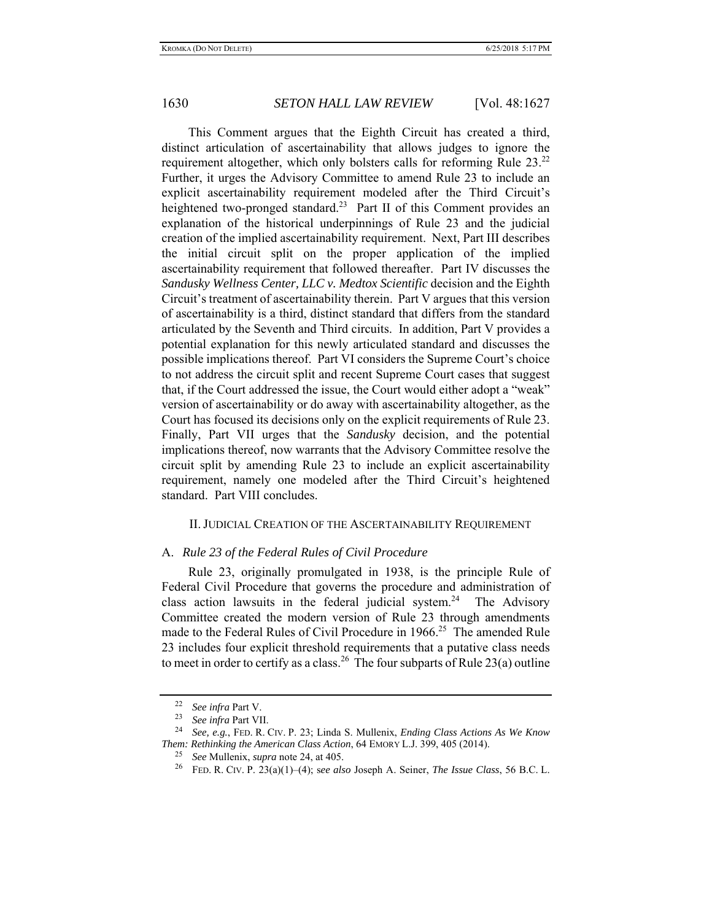This Comment argues that the Eighth Circuit has created a third, distinct articulation of ascertainability that allows judges to ignore the requirement altogether, which only bolsters calls for reforming Rule 23.[22] Further, it urges the Advisory Committee to amend Rule 23 to include an explicit ascertainability requirement modeled after the Third Circuit's heightened two-pronged standard.[23] Part II of this Comment provides an explanation of the historical underpinnings of Rule 23 and the judicial creation of the implied ascertainability requirement. Next, Part III describes the initial circuit split on the proper application of the implied ascertainability requirement that followed thereafter. Part IV discusses the *Sandusky Wellness Center, LLC v. Medtox Scientific* decision and the Eighth Circuit's treatment of ascertainability therein. Part V argues that this version of ascertainability is a third, distinct standard that differs from the standard articulated by the Seventh and Third circuits. In addition, Part V provides a potential explanation for this newly articulated standard and discusses the possible implications thereof. Part VI considers the Supreme Court's choice to not address the circuit split and recent Supreme Court cases that suggest that, if the Court addressed the issue, the Court would either adopt a "weak" version of ascertainability or do away with ascertainability altogether, as the Court has focused its decisions only on the explicit requirements of Rule 23. Finally, Part VII urges that the *Sandusky* decision, and the potential implications thereof, now warrants that the Advisory Committee resolve the circuit split by amending Rule 23 to include an explicit ascertainability requirement, namely one modeled after the Third Circuit's heightened standard. Part VIII concludes.

## II. Judicial Creation of the Ascertainability Requirement

### A. *Rule 23 of the Federal Rules of Civil Procedure*

Rule 23, originally promulgated in 1938, is the principle Rule of Federal Civil Procedure that governs the procedure and administration of class action lawsuits in the federal judicial system.[24] The Advisory Committee created the modern version of Rule 23 through amendments made to the Federal Rules of Civil Procedure in 1966.[25] The amended Rule 23 includes four explicit threshold requirements that a putative class needs to meet in order to certify as a class.[26] The four subparts of Rule 23(a) outline

---

[22] *See infra* Part V.

[23] *See infra* Part VII.

[24] *See, e.g.*, FED. R. CIV. P. 23; Linda S. Mullenix, *Ending Class Actions As We Know Them: Rethinking the American Class Action*, 64 EMORY L.J. 399, 405 (2014).

[25] *See* Mullenix, *supra* note 24, at 405.

[26] FED. R. CIV. P. 23(a)(1)–(4); *see also* Joseph A. Seiner, *The Issue Class*, 56 B.C. L.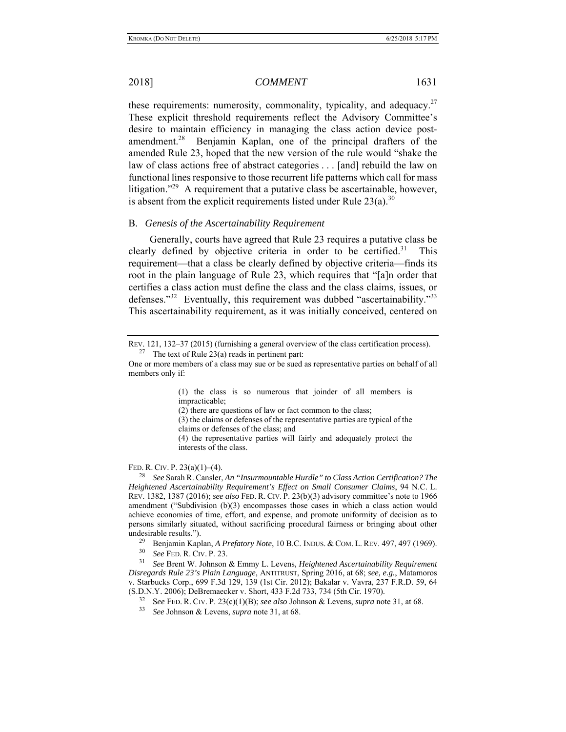these requirements: numerosity, commonality, typicality, and adequacy.[27] These explicit threshold requirements reflect the Advisory Committee's desire to maintain efficiency in managing the class action device post-amendment.[28] Benjamin Kaplan, one of the principal drafters of the amended Rule 23, hoped that the new version of the rule would "shake the law of class actions free of abstract categories . . . [and] rebuild the law on functional lines responsive to those recurrent life patterns which call for mass litigation."[29] A requirement that a putative class be ascertainable, however, is absent from the explicit requirements listed under Rule 23(a).[30]

### B. *Genesis of the Ascertainability Requirement*

Generally, courts have agreed that Rule 23 requires a putative class be clearly defined by objective criteria in order to be certified.[31] This requirement—that a class be clearly defined by objective criteria—finds its root in the plain language of Rule 23, which requires that "[a]n order that certifies a class action must define the class and the class claims, issues, or defenses."[32] Eventually, this requirement was dubbed "ascertainability."[33] This ascertainability requirement, as it was initially conceived, centered on

---

REV. 121, 132–37 (2015) (furnishing a general overview of the class certification process).

[27] The text of Rule 23(a) reads in pertinent part:

One or more members of a class may sue or be sued as representative parties on behalf of all members only if:

> (1) the class is so numerous that joinder of all members is impracticable;
> (2) there are questions of law or fact common to the class;
> (3) the claims or defenses of the representative parties are typical of the claims or defenses of the class; and
> (4) the representative parties will fairly and adequately protect the interests of the class.

FED. R. CIV. P. 23(a)(1)–(4).

[28] *See* Sarah R. Cansler, *An "Insurmountable Hurdle" to Class Action Certification? The Heightened Ascertainability Requirement's Effect on Small Consumer Claims*, 94 N.C. L. REV. 1382, 1387 (2016); *see also* FED. R. CIV. P. 23(b)(3) advisory committee's note to 1966 amendment ("Subdivision (b)(3) encompasses those cases in which a class action would achieve economies of time, effort, and expense, and promote uniformity of decision as to persons similarly situated, without sacrificing procedural fairness or bringing about other undesirable results.").

[29] Benjamin Kaplan, *A Prefatory Note*, 10 B.C. INDUS. & COM. L. REV. 497, 497 (1969).

[30] *See* FED. R. CIV. P. 23.

[31] *See* Brent W. Johnson & Emmy L. Levens, *Heightened Ascertainability Requirement Disregards Rule 23's Plain Language*, ANTITRUST, Spring 2016, at 68; *see, e.g.*, Matamoros v. Starbucks Corp., 699 F.3d 129, 139 (1st Cir. 2012); Bakalar v. Vavra, 237 F.R.D. 59, 64 (S.D.N.Y. 2006); DeBremaecker v. Short, 433 F.2d 733, 734 (5th Cir. 1970).

[32] S*ee* FED. R. CIV. P. 23(c)(1)(B); *see also* Johnson & Levens, *supra* note 31, at 68.

[33] *See* Johnson & Levens, *supra* note 31, at 68.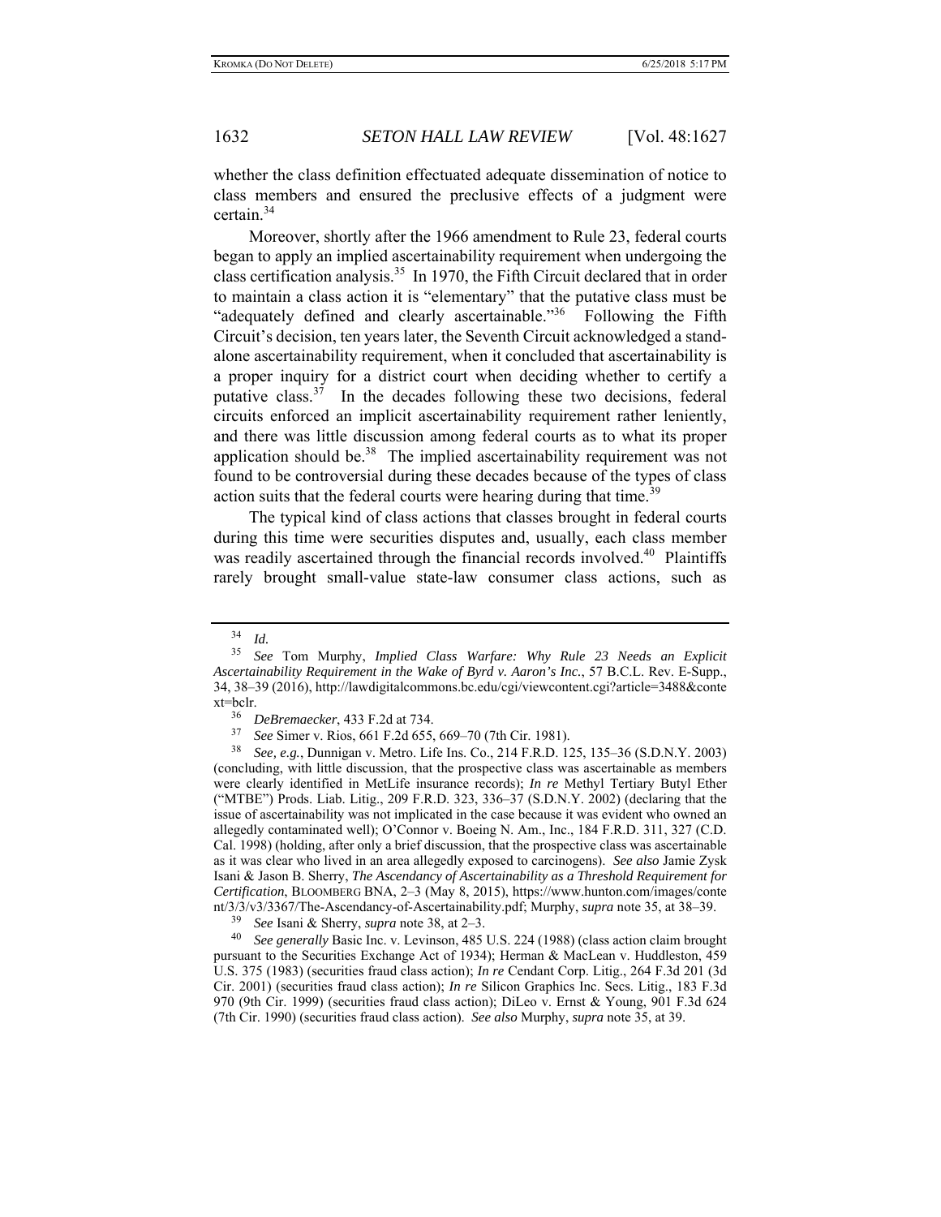whether the class definition effectuated adequate dissemination of notice to class members and ensured the preclusive effects of a judgment were certain.[34]

Moreover, shortly after the 1966 amendment to Rule 23, federal courts began to apply an implied ascertainability requirement when undergoing the class certification analysis.[35] In 1970, the Fifth Circuit declared that in order to maintain a class action it is "elementary" that the putative class must be "adequately defined and clearly ascertainable."[36] Following the Fifth Circuit's decision, ten years later, the Seventh Circuit acknowledged a stand-alone ascertainability requirement, when it concluded that ascertainability is a proper inquiry for a district court when deciding whether to certify a putative class.[37] In the decades following these two decisions, federal circuits enforced an implicit ascertainability requirement rather leniently, and there was little discussion among federal courts as to what its proper application should be.[38] The implied ascertainability requirement was not found to be controversial during these decades because of the types of class action suits that the federal courts were hearing during that time.[39]

The typical kind of class actions that classes brought in federal courts during this time were securities disputes and, usually, each class member was readily ascertained through the financial records involved.[40] Plaintiffs rarely brought small-value state-law consumer class actions, such as

---

[34] *Id.*

[35] *See* Tom Murphy, *Implied Class Warfare: Why Rule 23 Needs an Explicit Ascertainability Requirement in the Wake of Byrd v. Aaron's Inc.*, 57 B.C.L. Rev. E-Supp., 34, 38–39 (2016), http://lawdigitalcommons.bc.edu/cgi/viewcontent.cgi?article=3488&context=bclr.

[36] *DeBremaecker*, 433 F.2d at 734.

[37] *See* Simer v. Rios, 661 F.2d 655, 669–70 (7th Cir. 1981).

[38] *See, e.g.*, Dunnigan v. Metro. Life Ins. Co., 214 F.R.D. 125, 135–36 (S.D.N.Y. 2003) (concluding, with little discussion, that the prospective class was ascertainable as members were clearly identified in MetLife insurance records); *In re* Methyl Tertiary Butyl Ether ("MTBE") Prods. Liab. Litig., 209 F.R.D. 323, 336–37 (S.D.N.Y. 2002) (declaring that the issue of ascertainability was not implicated in the case because it was evident who owned an allegedly contaminated well); O'Connor v. Boeing N. Am., Inc., 184 F.R.D. 311, 327 (C.D. Cal. 1998) (holding, after only a brief discussion, that the prospective class was ascertainable as it was clear who lived in an area allegedly exposed to carcinogens). *See also* Jamie Zysk Isani & Jason B. Sherry, *The Ascendancy of Ascertainability as a Threshold Requirement for Certification*, BLOOMBERG BNA, 2–3 (May 8, 2015), https://www.hunton.com/images/content/3/3/v3/3367/The-Ascendancy-of-Ascertainability.pdf; Murphy, *supra* note 35, at 38–39.

[39] *See* Isani & Sherry, *supra* note 38, at 2–3.

[40] *See generally* Basic Inc. v. Levinson, 485 U.S. 224 (1988) (class action claim brought pursuant to the Securities Exchange Act of 1934); Herman & MacLean v. Huddleston, 459 U.S. 375 (1983) (securities fraud class action); *In re* Cendant Corp. Litig., 264 F.3d 201 (3d Cir. 2001) (securities fraud class action); *In re* Silicon Graphics Inc. Secs. Litig., 183 F.3d 970 (9th Cir. 1999) (securities fraud class action); DiLeo v. Ernst & Young, 901 F.3d 624 (7th Cir. 1990) (securities fraud class action). *See also* Murphy, *supra* note 35, at 39.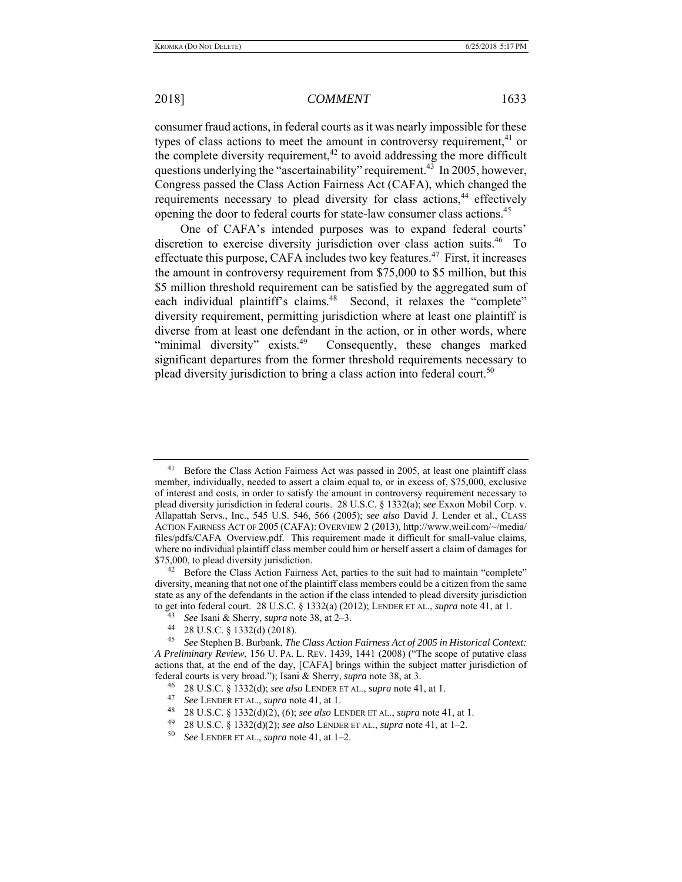consumer fraud actions, in federal courts as it was nearly impossible for these types of class actions to meet the amount in controversy requirement,[41] or the complete diversity requirement,[42] to avoid addressing the more difficult questions underlying the "ascertainability" requirement.[43] In 2005, however, Congress passed the Class Action Fairness Act (CAFA), which changed the requirements necessary to plead diversity for class actions,[44] effectively opening the door to federal courts for state-law consumer class actions.[45]

One of CAFA's intended purposes was to expand federal courts' discretion to exercise diversity jurisdiction over class action suits.[46] To effectuate this purpose, CAFA includes two key features.[47] First, it increases the amount in controversy requirement from $75,000 to $5 million, but this $5 million threshold requirement can be satisfied by the aggregated sum of each individual plaintiff's claims.[48] Second, it relaxes the "complete" diversity requirement, permitting jurisdiction where at least one plaintiff is diverse from at least one defendant in the action, or in other words, where "minimal diversity" exists.[49] Consequently, these changes marked significant departures from the former threshold requirements necessary to plead diversity jurisdiction to bring a class action into federal court.[50]

---

[41] Before the Class Action Fairness Act was passed in 2005, at least one plaintiff class member, individually, needed to assert a claim equal to, or in excess of, $75,000, exclusive of interest and costs, in order to satisfy the amount in controversy requirement necessary to plead diversity jurisdiction in federal courts. 28 U.S.C. § 1332(a); *see* Exxon Mobil Corp. v. Allapattah Servs., Inc., 545 U.S. 546, 566 (2005); *see also* David J. Lender et al., CLASS ACTION FAIRNESS ACT OF 2005 (CAFA): OVERVIEW 2 (2013), http://www.weil.com/~/media/files/pdfs/CAFA_Overview.pdf. This requirement made it difficult for small-value claims, where no individual plaintiff class member could him or herself assert a claim of damages for $75,000, to plead diversity jurisdiction.

[42] Before the Class Action Fairness Act, parties to the suit had to maintain "complete" diversity, meaning that not one of the plaintiff class members could be a citizen from the same state as any of the defendants in the action if the class intended to plead diversity jurisdiction to get into federal court. 28 U.S.C. § 1332(a) (2012); LENDER ET AL., *supra* note 41, at 1.

[43] *See* Isani & Sherry, *supra* note 38, at 2–3.

[44] 28 U.S.C. § 1332(d) (2018).

[45] *See* Stephen B. Burbank, *The Class Action Fairness Act of 2005 in Historical Context: A Preliminary Review*, 156 U. PA. L. REV. 1439, 1441 (2008) ("The scope of putative class actions that, at the end of the day, [CAFA] brings within the subject matter jurisdiction of federal courts is very broad."); Isani & Sherry, *supra* note 38, at 3.

[46] 28 U.S.C. § 1332(d); *see also* LENDER ET AL., *supra* note 41, at 1.

[47] *See* LENDER ET AL., *supra* note 41, at 1.

[48] 28 U.S.C. § 1332(d)(2), (6); *see also* LENDER ET AL., *supra* note 41, at 1.

[49] 28 U.S.C. § 1332(d)(2); *see also* LENDER ET AL., *supra* note 41, at 1–2.

[50] *See* LENDER ET AL., *supra* note 41, at 1–2.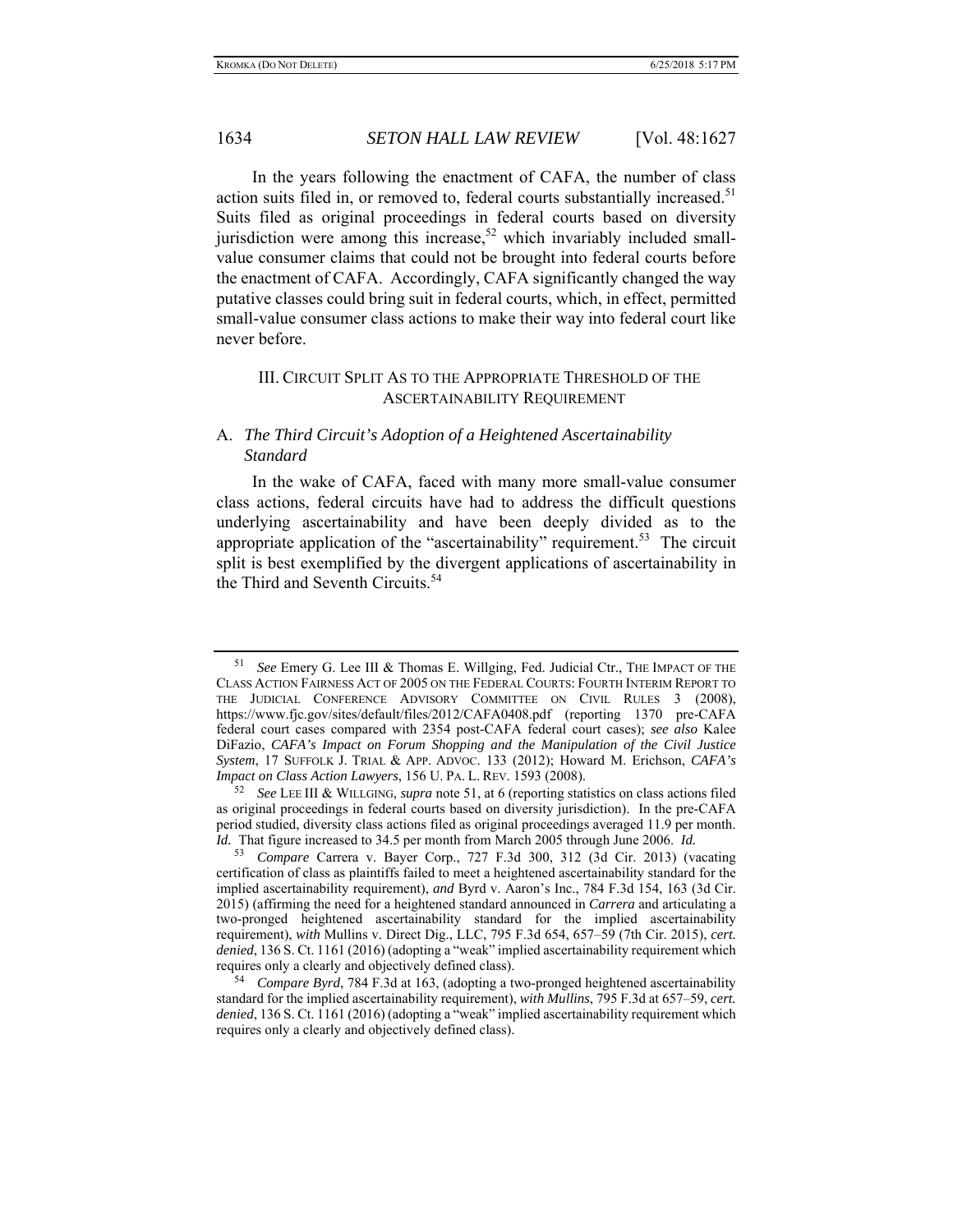In the years following the enactment of CAFA, the number of class action suits filed in, or removed to, federal courts substantially increased.[51] Suits filed as original proceedings in federal courts based on diversity jurisdiction were among this increase,[52] which invariably included small-value consumer claims that could not be brought into federal courts before the enactment of CAFA. Accordingly, CAFA significantly changed the way putative classes could bring suit in federal courts, which, in effect, permitted small-value consumer class actions to make their way into federal court like never before.

## III. CIRCUIT SPLIT AS TO THE APPROPRIATE THRESHOLD OF THE ASCERTAINABILITY REQUIREMENT

### A. *The Third Circuit's Adoption of a Heightened Ascertainability Standard*

In the wake of CAFA, faced with many more small-value consumer class actions, federal circuits have had to address the difficult questions underlying ascertainability and have been deeply divided as to the appropriate application of the "ascertainability" requirement.[53] The circuit split is best exemplified by the divergent applications of ascertainability in the Third and Seventh Circuits.[54]

---

[51] *See* Emery G. Lee III & Thomas E. Willging, Fed. Judicial Ctr., THE IMPACT OF THE CLASS ACTION FAIRNESS ACT OF 2005 ON THE FEDERAL COURTS: FOURTH INTERIM REPORT TO THE JUDICIAL CONFERENCE ADVISORY COMMITTEE ON CIVIL RULES 3 (2008), https://www.fjc.gov/sites/default/files/2012/CAFA0408.pdf (reporting 1370 pre-CAFA federal court cases compared with 2354 post-CAFA federal court cases); *see also* Kalee DiFazio, *CAFA's Impact on Forum Shopping and the Manipulation of the Civil Justice System*, 17 SUFFOLK J. TRIAL & APP. ADVOC. 133 (2012); Howard M. Erichson, *CAFA's Impact on Class Action Lawyers*, 156 U. PA. L. REV. 1593 (2008).

[52] *See* LEE III & WILLGING, *supra* note 51, at 6 (reporting statistics on class actions filed as original proceedings in federal courts based on diversity jurisdiction). In the pre-CAFA period studied, diversity class actions filed as original proceedings averaged 11.9 per month. *Id.* That figure increased to 34.5 per month from March 2005 through June 2006. *Id.*

[53] *Compare* Carrera v. Bayer Corp., 727 F.3d 300, 312 (3d Cir. 2013) (vacating certification of class as plaintiffs failed to meet a heightened ascertainability standard for the implied ascertainability requirement), *and* Byrd v. Aaron's Inc., 784 F.3d 154, 163 (3d Cir. 2015) (affirming the need for a heightened standard announced in *Carrera* and articulating a two-pronged heightened ascertainability standard for the implied ascertainability requirement), *with* Mullins v. Direct Dig., LLC, 795 F.3d 654, 657–59 (7th Cir. 2015), *cert. denied*, 136 S. Ct. 1161 (2016) (adopting a "weak" implied ascertainability requirement which requires only a clearly and objectively defined class).

[54] *Compare Byrd*, 784 F.3d at 163, (adopting a two-pronged heightened ascertainability standard for the implied ascertainability requirement), *with Mullins*, 795 F.3d at 657–59, *cert. denied*, 136 S. Ct. 1161 (2016) (adopting a "weak" implied ascertainability requirement which requires only a clearly and objectively defined class).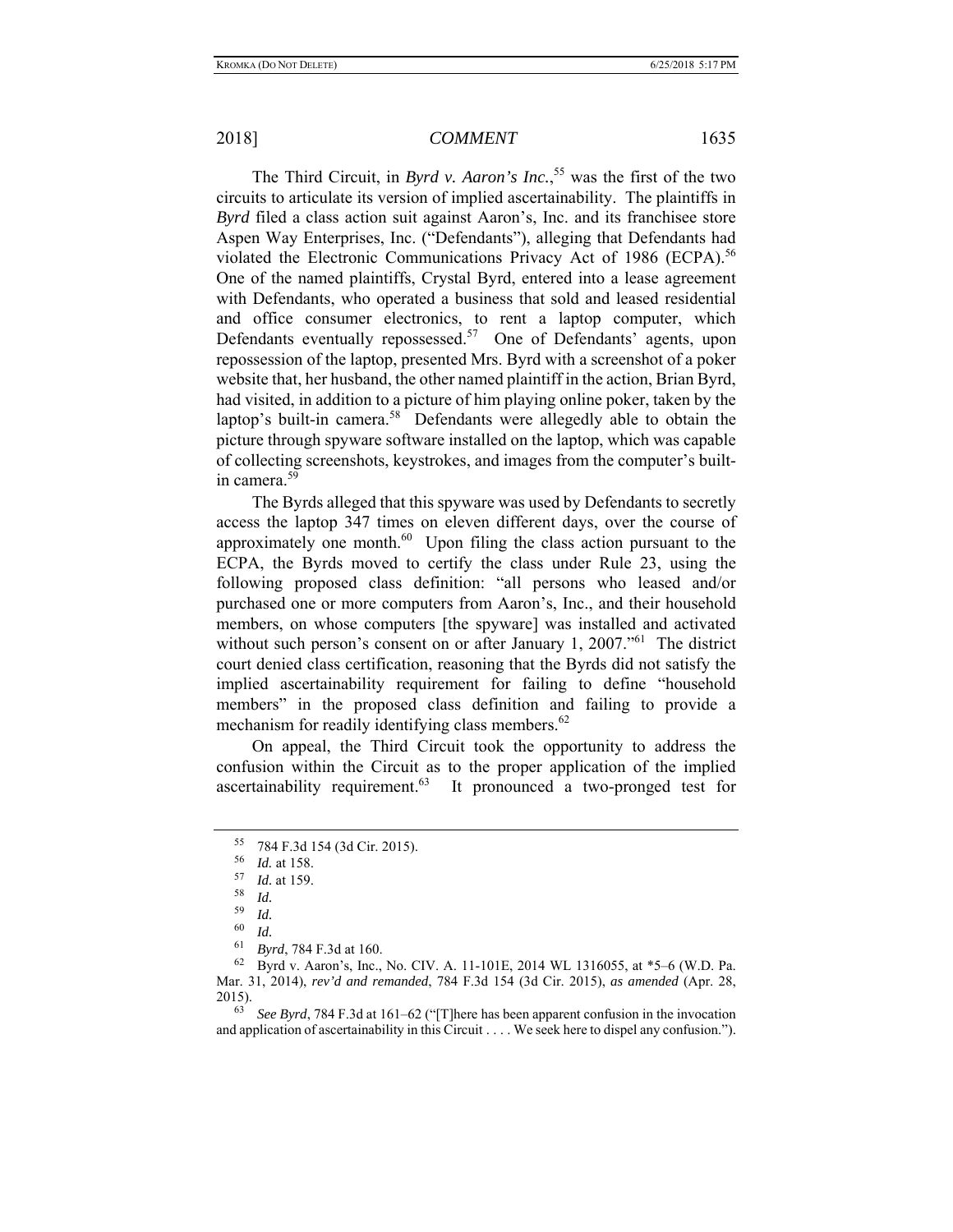The Third Circuit, in *Byrd v. Aaron's Inc.*,[55] was the first of the two circuits to articulate its version of implied ascertainability. The plaintiffs in *Byrd* filed a class action suit against Aaron's, Inc. and its franchisee store Aspen Way Enterprises, Inc. ("Defendants"), alleging that Defendants had violated the Electronic Communications Privacy Act of 1986 (ECPA).[56] One of the named plaintiffs, Crystal Byrd, entered into a lease agreement with Defendants, who operated a business that sold and leased residential and office consumer electronics, to rent a laptop computer, which Defendants eventually repossessed.[57] One of Defendants' agents, upon repossession of the laptop, presented Mrs. Byrd with a screenshot of a poker website that, her husband, the other named plaintiff in the action, Brian Byrd, had visited, in addition to a picture of him playing online poker, taken by the laptop's built-in camera.[58] Defendants were allegedly able to obtain the picture through spyware software installed on the laptop, which was capable of collecting screenshots, keystrokes, and images from the computer's built-in camera.[59]

The Byrds alleged that this spyware was used by Defendants to secretly access the laptop 347 times on eleven different days, over the course of approximately one month.[60] Upon filing the class action pursuant to the ECPA, the Byrds moved to certify the class under Rule 23, using the following proposed class definition: "all persons who leased and/or purchased one or more computers from Aaron's, Inc., and their household members, on whose computers [the spyware] was installed and activated without such person's consent on or after January 1, 2007."[61] The district court denied class certification, reasoning that the Byrds did not satisfy the implied ascertainability requirement for failing to define "household members" in the proposed class definition and failing to provide a mechanism for readily identifying class members.[62]

On appeal, the Third Circuit took the opportunity to address the confusion within the Circuit as to the proper application of the implied ascertainability requirement.[63] It pronounced a two-pronged test for

---

[55] 784 F.3d 154 (3d Cir. 2015).

[56] *Id.* at 158.

[57] *Id.* at 159.

[58] *Id.*

[59] *Id.*

[60] *Id.*

[61] *Byrd*, 784 F.3d at 160.

[62] Byrd v. Aaron's, Inc., No. CIV. A. 11-101E, 2014 WL 1316055, at *5–6 (W.D. Pa. Mar. 31, 2014), *rev'd and remanded*, 784 F.3d 154 (3d Cir. 2015), *as amended* (Apr. 28, 2015).

[63] *See Byrd*, 784 F.3d at 161–62 ("[T]here has been apparent confusion in the invocation and application of ascertainability in this Circuit . . . . We seek here to dispel any confusion.").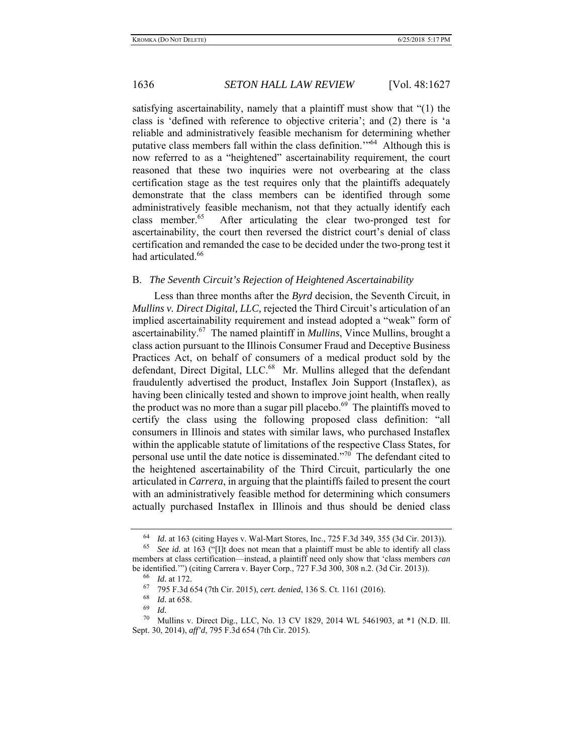satisfying ascertainability, namely that a plaintiff must show that "(1) the class is 'defined with reference to objective criteria'; and (2) there is 'a reliable and administratively feasible mechanism for determining whether putative class members fall within the class definition.'"[64] Although this is now referred to as a "heightened" ascertainability requirement, the court reasoned that these two inquiries were not overbearing at the class certification stage as the test requires only that the plaintiffs adequately demonstrate that the class members can be identified through some administratively feasible mechanism, not that they actually identify each class member.[65] After articulating the clear two-pronged test for ascertainability, the court then reversed the district court's denial of class certification and remanded the case to be decided under the two-prong test it had articulated.[66]

## B. *The Seventh Circuit's Rejection of Heightened Ascertainability*

Less than three months after the *Byrd* decision, the Seventh Circuit, in *Mullins v. Direct Digital, LLC,* rejected the Third Circuit's articulation of an implied ascertainability requirement and instead adopted a "weak" form of ascertainability.[67] The named plaintiff in *Mullins*, Vince Mullins, brought a class action pursuant to the Illinois Consumer Fraud and Deceptive Business Practices Act, on behalf of consumers of a medical product sold by the defendant, Direct Digital, LLC.[68] Mr. Mullins alleged that the defendant fraudulently advertised the product, Instaflex Join Support (Instaflex), as having been clinically tested and shown to improve joint health, when really the product was no more than a sugar pill placebo.[69] The plaintiffs moved to certify the class using the following proposed class definition: "all consumers in Illinois and states with similar laws, who purchased Instaflex within the applicable statute of limitations of the respective Class States, for personal use until the date notice is disseminated."[70] The defendant cited to the heightened ascertainability of the Third Circuit, particularly the one articulated in *Carrera*, in arguing that the plaintiffs failed to present the court with an administratively feasible method for determining which consumers actually purchased Instaflex in Illinois and thus should be denied class

---

[64] *Id.* at 163 (citing Hayes v. Wal-Mart Stores, Inc., 725 F.3d 349, 355 (3d Cir. 2013)).

[65] *See id.* at 163 ("[I]t does not mean that a plaintiff must be able to identify all class members at class certification—instead, a plaintiff need only show that 'class members *can* be identified.'") (citing Carrera v. Bayer Corp., 727 F.3d 300, 308 n.2. (3d Cir. 2013)).

[66] *Id.* at 172.

[67] 795 F.3d 654 (7th Cir. 2015), *cert. denied*, 136 S. Ct. 1161 (2016).

[68] *Id.* at 658.

[69] *Id.*

[70] Mullins v. Direct Dig., LLC, No. 13 CV 1829, 2014 WL 5461903, at *1 (N.D. Ill. Sept. 30, 2014), *aff'd*, 795 F.3d 654 (7th Cir. 2015).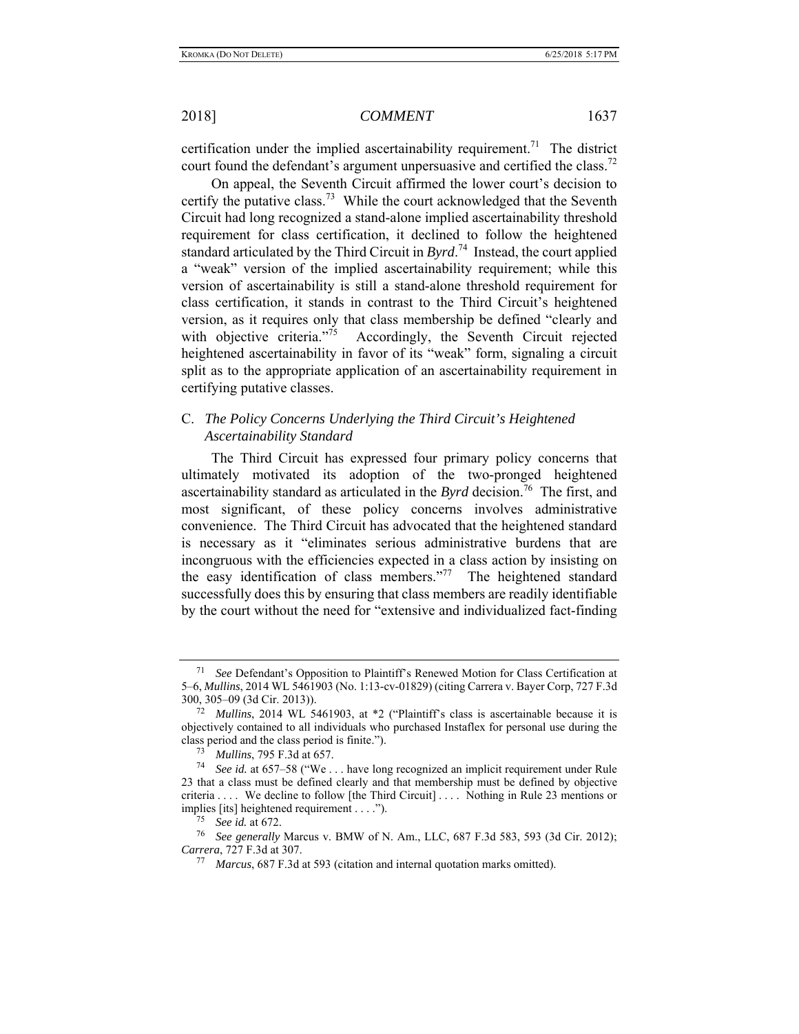certification under the implied ascertainability requirement.[71] The district court found the defendant's argument unpersuasive and certified the class.[72]

On appeal, the Seventh Circuit affirmed the lower court's decision to certify the putative class.[73] While the court acknowledged that the Seventh Circuit had long recognized a stand-alone implied ascertainability threshold requirement for class certification, it declined to follow the heightened standard articulated by the Third Circuit in *Byrd*.[74] Instead, the court applied a "weak" version of the implied ascertainability requirement; while this version of ascertainability is still a stand-alone threshold requirement for class certification, it stands in contrast to the Third Circuit's heightened version, as it requires only that class membership be defined "clearly and with objective criteria."[75] Accordingly, the Seventh Circuit rejected heightened ascertainability in favor of its "weak" form, signaling a circuit split as to the appropriate application of an ascertainability requirement in certifying putative classes.

### C. *The Policy Concerns Underlying the Third Circuit's Heightened Ascertainability Standard*

The Third Circuit has expressed four primary policy concerns that ultimately motivated its adoption of the two-pronged heightened ascertainability standard as articulated in the *Byrd* decision.[76] The first, and most significant, of these policy concerns involves administrative convenience. The Third Circuit has advocated that the heightened standard is necessary as it "eliminates serious administrative burdens that are incongruous with the efficiencies expected in a class action by insisting on the easy identification of class members."[77] The heightened standard successfully does this by ensuring that class members are readily identifiable by the court without the need for "extensive and individualized fact-finding

---

[71] *See* Defendant's Opposition to Plaintiff's Renewed Motion for Class Certification at 5–6, *Mullins*, 2014 WL 5461903 (No. 1:13-cv-01829) (citing Carrera v. Bayer Corp, 727 F.3d 300, 305–09 (3d Cir. 2013)).

[72] *Mullins*, 2014 WL 5461903, at *2 ("Plaintiff's class is ascertainable because it is objectively contained to all individuals who purchased Instaflex for personal use during the class period and the class period is finite.").

[73] *Mullins*, 795 F.3d at 657.

[74] *See id.* at 657–58 ("We . . . have long recognized an implicit requirement under Rule 23 that a class must be defined clearly and that membership must be defined by objective criteria . . . . We decline to follow [the Third Circuit] . . . . Nothing in Rule 23 mentions or implies [its] heightened requirement . . . .").

[75] *See id.* at 672.

[76] *See generally* Marcus v. BMW of N. Am., LLC, 687 F.3d 583, 593 (3d Cir. 2012); *Carrera*, 727 F.3d at 307.

[77] *Marcus*, 687 F.3d at 593 (citation and internal quotation marks omitted).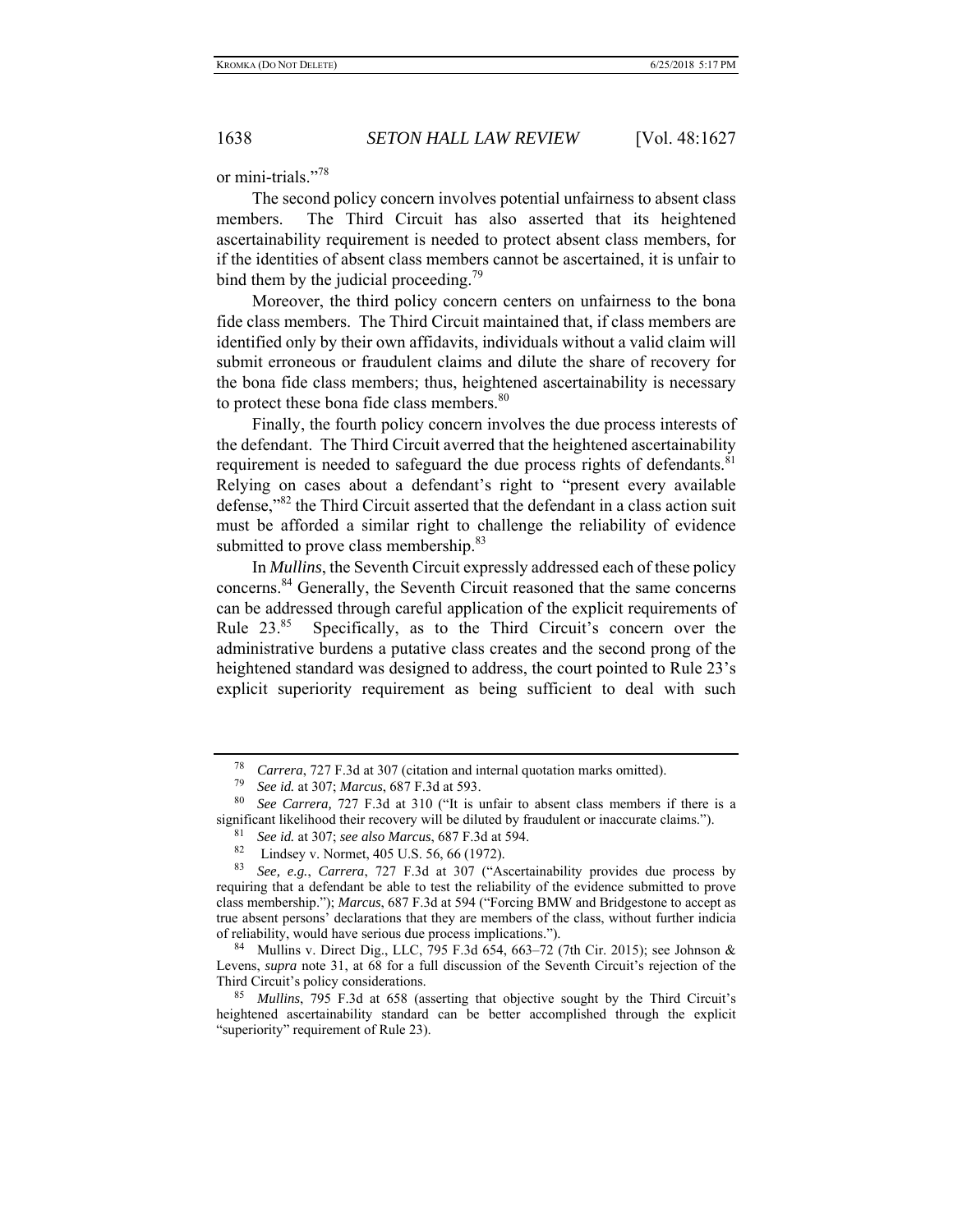or mini-trials."[78]

The second policy concern involves potential unfairness to absent class members. The Third Circuit has also asserted that its heightened ascertainability requirement is needed to protect absent class members, for if the identities of absent class members cannot be ascertained, it is unfair to bind them by the judicial proceeding.[79]

Moreover, the third policy concern centers on unfairness to the bona fide class members. The Third Circuit maintained that, if class members are identified only by their own affidavits, individuals without a valid claim will submit erroneous or fraudulent claims and dilute the share of recovery for the bona fide class members; thus, heightened ascertainability is necessary to protect these bona fide class members.[80]

Finally, the fourth policy concern involves the due process interests of the defendant. The Third Circuit averred that the heightened ascertainability requirement is needed to safeguard the due process rights of defendants.[81] Relying on cases about a defendant's right to "present every available defense,"[82] the Third Circuit asserted that the defendant in a class action suit must be afforded a similar right to challenge the reliability of evidence submitted to prove class membership.[83]

In *Mullins*, the Seventh Circuit expressly addressed each of these policy concerns.[84] Generally, the Seventh Circuit reasoned that the same concerns can be addressed through careful application of the explicit requirements of Rule 23.[85] Specifically, as to the Third Circuit's concern over the administrative burdens a putative class creates and the second prong of the heightened standard was designed to address, the court pointed to Rule 23's explicit superiority requirement as being sufficient to deal with such

---

[78] *Carrera*, 727 F.3d at 307 (citation and internal quotation marks omitted).

[79] *See id.* at 307; *Marcus*, 687 F.3d at 593.

[80] *See Carrera,* 727 F.3d at 310 ("It is unfair to absent class members if there is a significant likelihood their recovery will be diluted by fraudulent or inaccurate claims.").

[81] *See id.* at 307; *see also Marcus*, 687 F.3d at 594.

[82] Lindsey v. Normet, 405 U.S. 56, 66 (1972).

[83] *See, e.g.*, *Carrera*, 727 F.3d at 307 ("Ascertainability provides due process by requiring that a defendant be able to test the reliability of the evidence submitted to prove class membership."); *Marcus*, 687 F.3d at 594 ("Forcing BMW and Bridgestone to accept as true absent persons' declarations that they are members of the class, without further indicia of reliability, would have serious due process implications.").

[84] Mullins v. Direct Dig., LLC, 795 F.3d 654, 663–72 (7th Cir. 2015); see Johnson & Levens, *supra* note 31, at 68 for a full discussion of the Seventh Circuit's rejection of the Third Circuit's policy considerations.

[85] *Mullins*, 795 F.3d at 658 (asserting that objective sought by the Third Circuit's heightened ascertainability standard can be better accomplished through the explicit "superiority" requirement of Rule 23).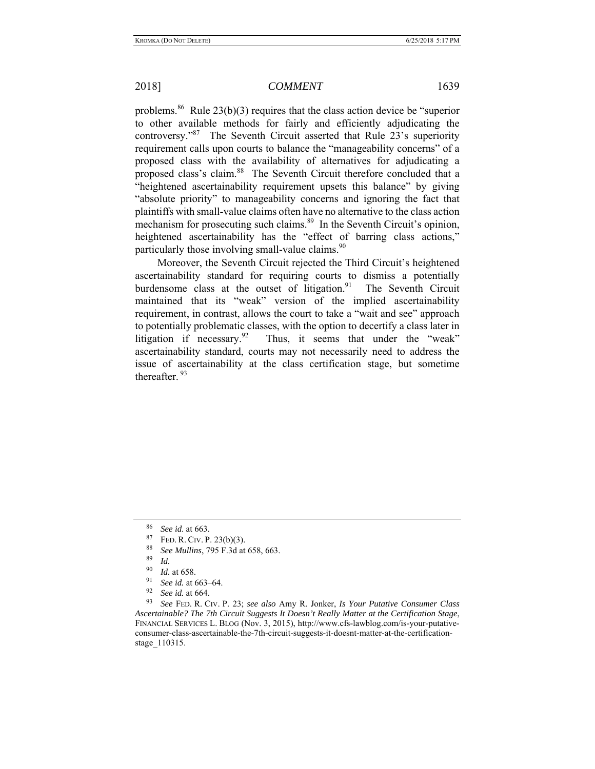problems.[86] Rule 23(b)(3) requires that the class action device be "superior to other available methods for fairly and efficiently adjudicating the controversy."[87] The Seventh Circuit asserted that Rule 23's superiority requirement calls upon courts to balance the "manageability concerns" of a proposed class with the availability of alternatives for adjudicating a proposed class's claim.[88] The Seventh Circuit therefore concluded that a "heightened ascertainability requirement upsets this balance" by giving "absolute priority" to manageability concerns and ignoring the fact that plaintiffs with small-value claims often have no alternative to the class action mechanism for prosecuting such claims.[89] In the Seventh Circuit's opinion, heightened ascertainability has the "effect of barring class actions," particularly those involving small-value claims.[90]

Moreover, the Seventh Circuit rejected the Third Circuit's heightened ascertainability standard for requiring courts to dismiss a potentially burdensome class at the outset of litigation.[91] The Seventh Circuit maintained that its "weak" version of the implied ascertainability requirement, in contrast, allows the court to take a "wait and see" approach to potentially problematic classes, with the option to decertify a class later in litigation if necessary.[92] Thus, it seems that under the "weak" ascertainability standard, courts may not necessarily need to address the issue of ascertainability at the class certification stage, but sometime thereafter.[93]

---

[86] *See id.* at 663.

[87] FED. R. CIV. P. 23(b)(3).

[88] *See Mullins*, 795 F.3d at 658, 663.

[89] *Id.*

[90] *Id.* at 658.

[91] *See id.* at 663–64.

[92] *See id.* at 664.

[93] *See* FED. R. CIV. P. 23; *see also* Amy R. Jonker, *Is Your Putative Consumer Class Ascertainable? The 7th Circuit Suggests It Doesn't Really Matter at the Certification Stage*, FINANCIAL SERVICES L. BLOG (Nov. 3, 2015), http://www.cfs-lawblog.com/is-your-putative-consumer-class-ascertainable-the-7th-circuit-suggests-it-doesnt-matter-at-the-certification-stage_110315.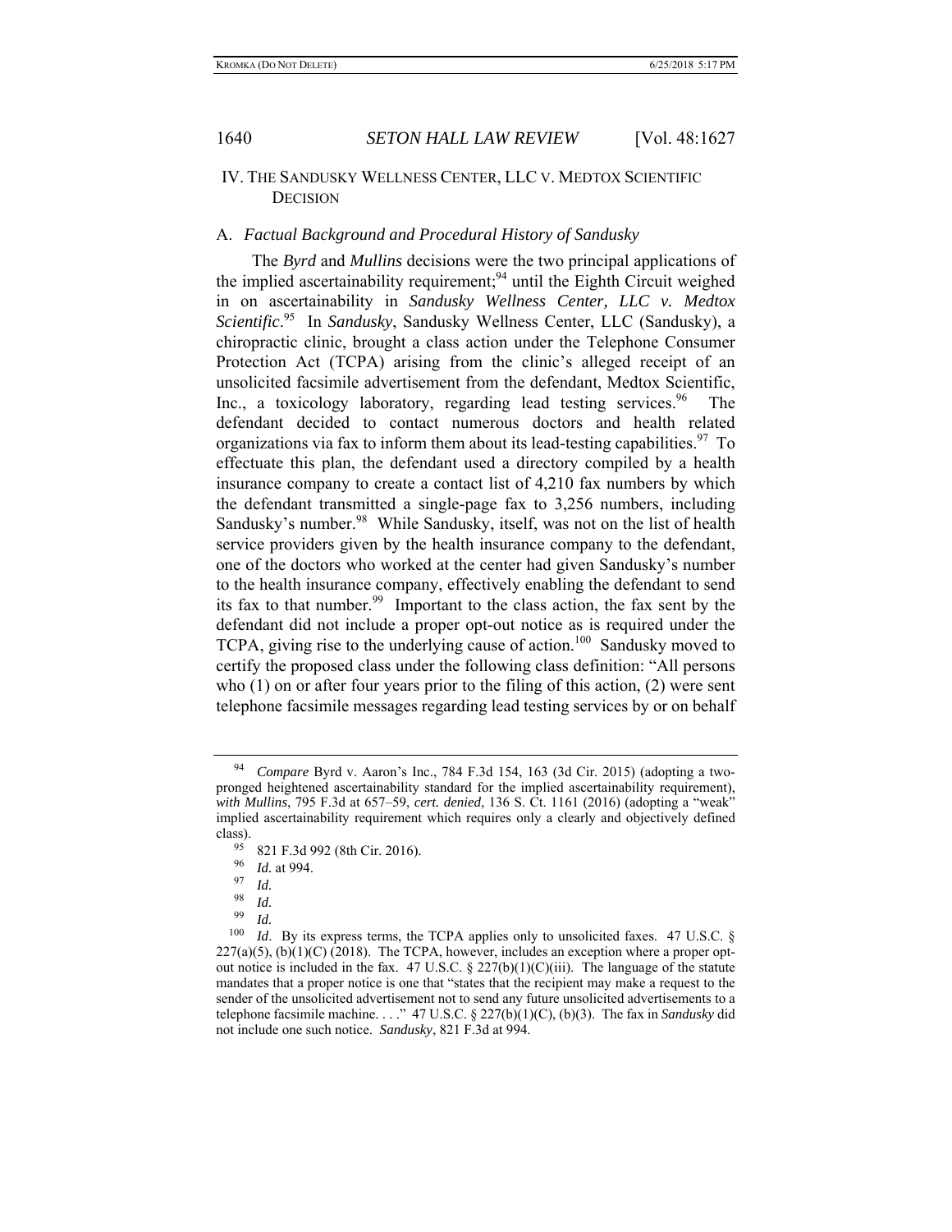## IV. THE SANDUSKY WELLNESS CENTER, LLC V. MEDTOX SCIENTIFIC DECISION

### A. *Factual Background and Procedural History of Sandusky*

The *Byrd* and *Mullins* decisions were the two principal applications of the implied ascertainability requirement;[94] until the Eighth Circuit weighed in on ascertainability in *Sandusky Wellness Center, LLC v. Medtox Scientific*.[95] In *Sandusky*, Sandusky Wellness Center, LLC (Sandusky), a chiropractic clinic, brought a class action under the Telephone Consumer Protection Act (TCPA) arising from the clinic's alleged receipt of an unsolicited facsimile advertisement from the defendant, Medtox Scientific, Inc., a toxicology laboratory, regarding lead testing services.[96] The defendant decided to contact numerous doctors and health related organizations via fax to inform them about its lead-testing capabilities.[97] To effectuate this plan, the defendant used a directory compiled by a health insurance company to create a contact list of 4,210 fax numbers by which the defendant transmitted a single-page fax to 3,256 numbers, including Sandusky's number.[98] While Sandusky, itself, was not on the list of health service providers given by the health insurance company to the defendant, one of the doctors who worked at the center had given Sandusky's number to the health insurance company, effectively enabling the defendant to send its fax to that number.[99] Important to the class action, the fax sent by the defendant did not include a proper opt-out notice as is required under the TCPA, giving rise to the underlying cause of action.[100] Sandusky moved to certify the proposed class under the following class definition: "All persons who (1) on or after four years prior to the filing of this action, (2) were sent telephone facsimile messages regarding lead testing services by or on behalf

---

[94] *Compare* Byrd v. Aaron's Inc., 784 F.3d 154, 163 (3d Cir. 2015) (adopting a two-pronged heightened ascertainability standard for the implied ascertainability requirement), *with Mullins*, 795 F.3d at 657–59, *cert. denied*, 136 S. Ct. 1161 (2016) (adopting a "weak" implied ascertainability requirement which requires only a clearly and objectively defined class).

[95] 821 F.3d 992 (8th Cir. 2016).

[96] *Id.* at 994.

[97] *Id.*

[98] *Id.*

[99] *Id.*

[100] *Id*. By its express terms, the TCPA applies only to unsolicited faxes. 47 U.S.C. § 227(a)(5), (b)(1)(C) (2018). The TCPA, however, includes an exception where a proper opt-out notice is included in the fax. 47 U.S.C. § 227(b)(1)(C)(iii). The language of the statute mandates that a proper notice is one that "states that the recipient may make a request to the sender of the unsolicited advertisement not to send any future unsolicited advertisements to a telephone facsimile machine. . . ." 47 U.S.C. § 227(b)(1)(C), (b)(3). The fax in *Sandusky* did not include one such notice. *Sandusky*, 821 F.3d at 994.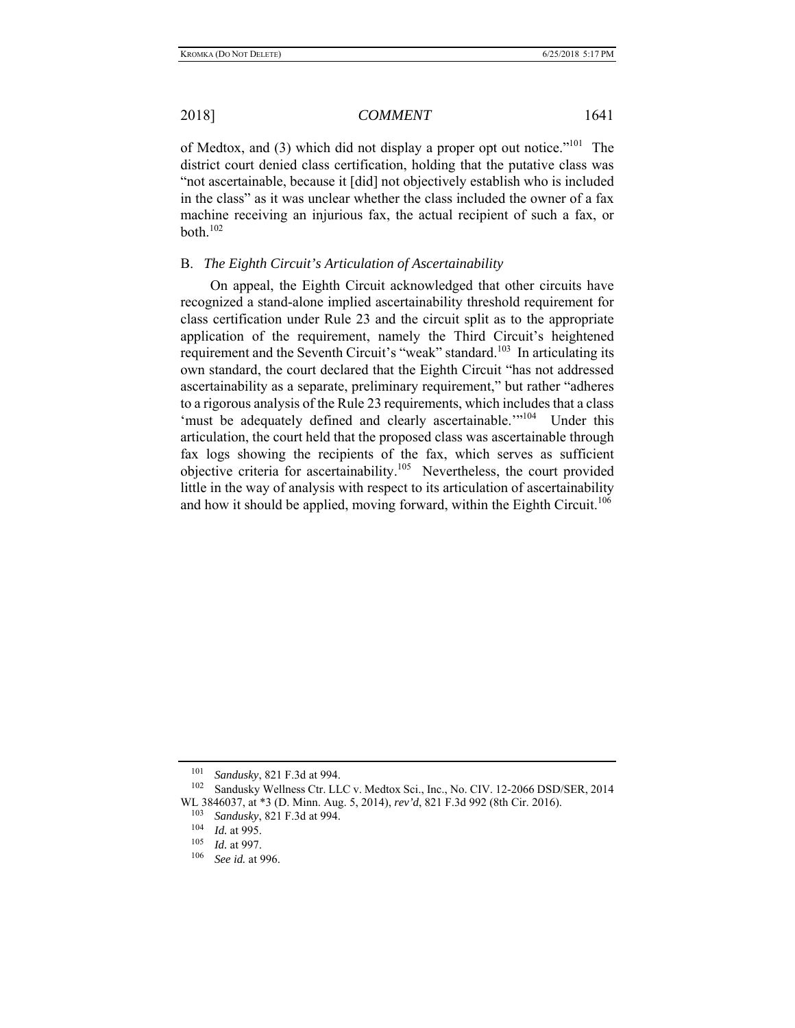of Medtox, and (3) which did not display a proper opt out notice."[101] The district court denied class certification, holding that the putative class was "not ascertainable, because it [did] not objectively establish who is included in the class" as it was unclear whether the class included the owner of a fax machine receiving an injurious fax, the actual recipient of such a fax, or both.[102]

### B. *The Eighth Circuit's Articulation of Ascertainability*

On appeal, the Eighth Circuit acknowledged that other circuits have recognized a stand-alone implied ascertainability threshold requirement for class certification under Rule 23 and the circuit split as to the appropriate application of the requirement, namely the Third Circuit's heightened requirement and the Seventh Circuit's "weak" standard.[103] In articulating its own standard, the court declared that the Eighth Circuit "has not addressed ascertainability as a separate, preliminary requirement," but rather "adheres to a rigorous analysis of the Rule 23 requirements, which includes that a class 'must be adequately defined and clearly ascertainable.'"[104] Under this articulation, the court held that the proposed class was ascertainable through fax logs showing the recipients of the fax, which serves as sufficient objective criteria for ascertainability.[105] Nevertheless, the court provided little in the way of analysis with respect to its articulation of ascertainability and how it should be applied, moving forward, within the Eighth Circuit.[106]

---

[101] *Sandusky*, 821 F.3d at 994.

[102] Sandusky Wellness Ctr. LLC v. Medtox Sci., Inc., No. CIV. 12-2066 DSD/SER, 2014 WL 3846037, at *3 (D. Minn. Aug. 5, 2014), *rev'd*, 821 F.3d 992 (8th Cir. 2016).

[103] *Sandusky*, 821 F.3d at 994.

[104] *Id.* at 995.

[105] *Id.* at 997.

[106] *See id.* at 996.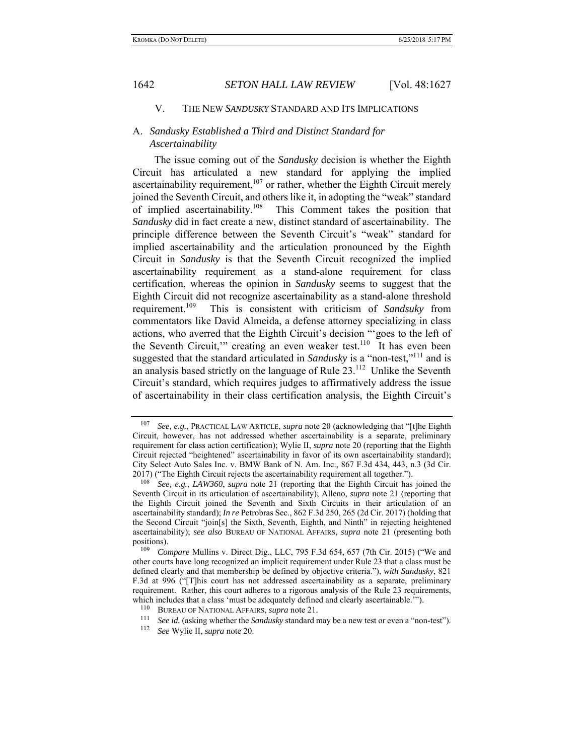## V. THE NEW *SANDUSKY* STANDARD AND ITS IMPLICATIONS

### A. *Sandusky Established a Third and Distinct Standard for Ascertainability*

The issue coming out of the *Sandusky* decision is whether the Eighth Circuit has articulated a new standard for applying the implied ascertainability requirement,[107] or rather, whether the Eighth Circuit merely joined the Seventh Circuit, and others like it, in adopting the "weak" standard of implied ascertainability.[108] This Comment takes the position that *Sandusky* did in fact create a new, distinct standard of ascertainability. The principle difference between the Seventh Circuit's "weak" standard for implied ascertainability and the articulation pronounced by the Eighth Circuit in *Sandusky* is that the Seventh Circuit recognized the implied ascertainability requirement as a stand-alone requirement for class certification, whereas the opinion in *Sandusky* seems to suggest that the Eighth Circuit did not recognize ascertainability as a stand-alone threshold requirement.[109] This is consistent with criticism of *Sandsuky* from commentators like David Almeida, a defense attorney specializing in class actions, who averred that the Eighth Circuit's decision "'goes to the left of the Seventh Circuit,'" creating an even weaker test.[110] It has even been suggested that the standard articulated in *Sandusky* is a "non-test,"[111] and is an analysis based strictly on the language of Rule 23.[112] Unlike the Seventh Circuit's standard, which requires judges to affirmatively address the issue of ascertainability in their class certification analysis, the Eighth Circuit's

---

[107] *See, e.g.*, PRACTICAL LAW ARTICLE, *supra* note 20 (acknowledging that "[t]he Eighth Circuit, however, has not addressed whether ascertainability is a separate, preliminary requirement for class action certification); Wylie II, *supra* note 20 (reporting that the Eighth Circuit rejected "heightened" ascertainability in favor of its own ascertainability standard); City Select Auto Sales Inc. v. BMW Bank of N. Am. Inc., 867 F.3d 434, 443, n.3 (3d Cir. 2017) ("The Eighth Circuit rejects the ascertainability requirement all together.").

[108] *See, e.g.*, *LAW360*, *supra* note 21 (reporting that the Eighth Circuit has joined the Seventh Circuit in its articulation of ascertainability); Alleno, *supra* note 21 (reporting that the Eighth Circuit joined the Seventh and Sixth Circuits in their articulation of an ascertainability standard); *In re* Petrobras Sec., 862 F.3d 250, 265 (2d Cir. 2017) (holding that the Second Circuit "join[s] the Sixth, Seventh, Eighth, and Ninth" in rejecting heightened ascertainability); *see also* BUREAU OF NATIONAL AFFAIRS, *supra* note 21 (presenting both positions).

[109] *Compare* Mullins v. Direct Dig., LLC, 795 F.3d 654, 657 (7th Cir. 2015) ("We and other courts have long recognized an implicit requirement under Rule 23 that a class must be defined clearly and that membership be defined by objective criteria."), *with Sandusky*, 821 F.3d at 996 ("[T]his court has not addressed ascertainability as a separate, preliminary requirement. Rather, this court adheres to a rigorous analysis of the Rule 23 requirements, which includes that a class 'must be adequately defined and clearly ascertainable.'").

[110] BUREAU OF NATIONAL AFFAIRS, *supra* note 21.

[111] *See id.* (asking whether the *Sandusky* standard may be a new test or even a "non-test").

[112] *See* Wylie II, *supra* note 20.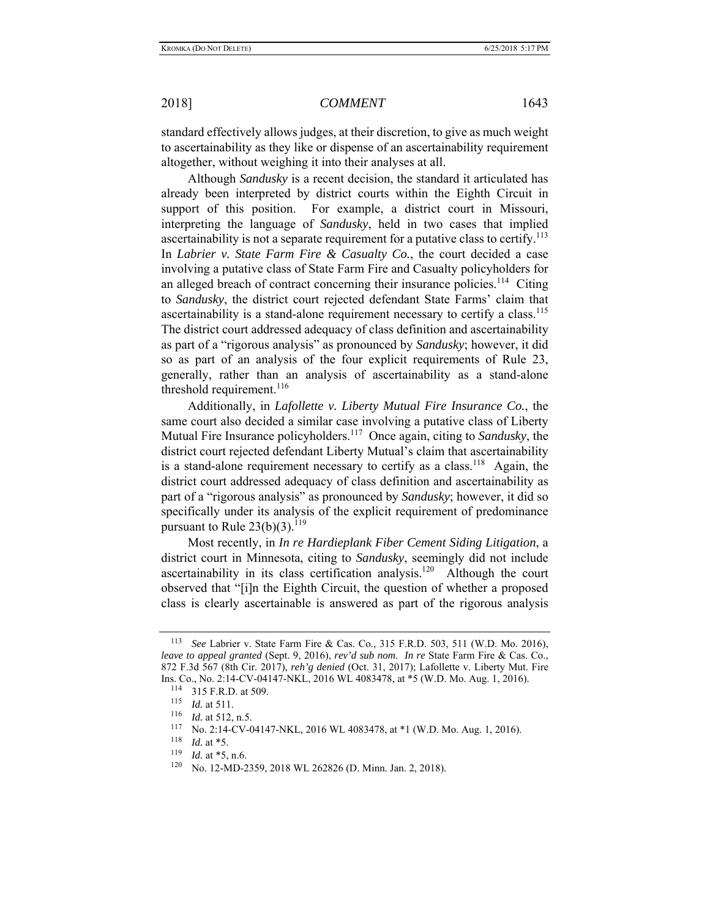standard effectively allows judges, at their discretion, to give as much weight to ascertainability as they like or dispense of an ascertainability requirement altogether, without weighing it into their analyses at all.

Although *Sandusky* is a recent decision, the standard it articulated has already been interpreted by district courts within the Eighth Circuit in support of this position. For example, a district court in Missouri, interpreting the language of *Sandusky*, held in two cases that implied ascertainability is not a separate requirement for a putative class to certify.[113] In *Labrier v. State Farm Fire & Casualty Co.*, the court decided a case involving a putative class of State Farm Fire and Casualty policyholders for an alleged breach of contract concerning their insurance policies.[114] Citing to *Sandusky*, the district court rejected defendant State Farms' claim that ascertainability is a stand-alone requirement necessary to certify a class.[115] The district court addressed adequacy of class definition and ascertainability as part of a "rigorous analysis" as pronounced by *Sandusky*; however, it did so as part of an analysis of the four explicit requirements of Rule 23, generally, rather than an analysis of ascertainability as a stand-alone threshold requirement.[116]

Additionally, in *Lafollette v. Liberty Mutual Fire Insurance Co.*, the same court also decided a similar case involving a putative class of Liberty Mutual Fire Insurance policyholders.[117] Once again, citing to *Sandusky*, the district court rejected defendant Liberty Mutual's claim that ascertainability is a stand-alone requirement necessary to certify as a class.[118] Again, the district court addressed adequacy of class definition and ascertainability as part of a "rigorous analysis" as pronounced by *Sandusky*; however, it did so specifically under its analysis of the explicit requirement of predominance pursuant to Rule 23(b)(3).[119]

Most recently, in *In re Hardieplank Fiber Cement Siding Litigation*, a district court in Minnesota, citing to *Sandusky*, seemingly did not include ascertainability in its class certification analysis.[120] Although the court observed that "[i]n the Eighth Circuit, the question of whether a proposed class is clearly ascertainable is answered as part of the rigorous analysis

---

[113] *See* Labrier v. State Farm Fire & Cas. Co., 315 F.R.D. 503, 511 (W.D. Mo. 2016), *leave to appeal granted* (Sept. 9, 2016), *rev'd sub nom. In re* State Farm Fire & Cas. Co., 872 F.3d 567 (8th Cir. 2017), *reh'g denied* (Oct. 31, 2017); Lafollette v. Liberty Mut. Fire Ins. Co., No. 2:14-CV-04147-NKL, 2016 WL 4083478, at *5 (W.D. Mo. Aug. 1, 2016).

[114] 315 F.R.D. at 509.

[115] *Id.* at 511.

[116] *Id.* at 512, n.5.

[117] No. 2:14-CV-04147-NKL, 2016 WL 4083478, at *1 (W.D. Mo. Aug. 1, 2016).

[118] *Id.* at *5.

[119] *Id.* at *5, n.6.

[120] No. 12-MD-2359, 2018 WL 262826 (D. Minn. Jan. 2, 2018).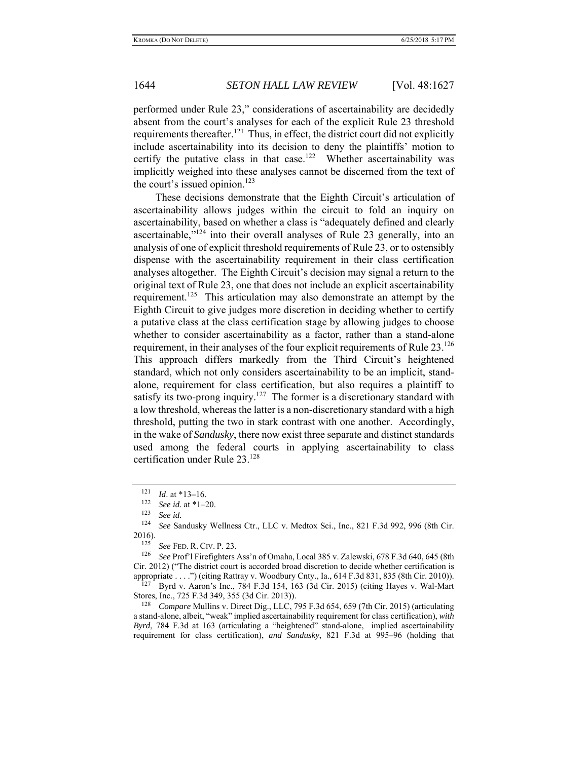performed under Rule 23," considerations of ascertainability are decidedly absent from the court's analyses for each of the explicit Rule 23 threshold requirements thereafter.[121] Thus, in effect, the district court did not explicitly include ascertainability into its decision to deny the plaintiffs' motion to certify the putative class in that case.[122] Whether ascertainability was implicitly weighed into these analyses cannot be discerned from the text of the court's issued opinion.[123]

These decisions demonstrate that the Eighth Circuit's articulation of ascertainability allows judges within the circuit to fold an inquiry on ascertainability, based on whether a class is "adequately defined and clearly ascertainable,"[124] into their overall analyses of Rule 23 generally, into an analysis of one of explicit threshold requirements of Rule 23, or to ostensibly dispense with the ascertainability requirement in their class certification analyses altogether. The Eighth Circuit's decision may signal a return to the original text of Rule 23, one that does not include an explicit ascertainability requirement.[125] This articulation may also demonstrate an attempt by the Eighth Circuit to give judges more discretion in deciding whether to certify a putative class at the class certification stage by allowing judges to choose whether to consider ascertainability as a factor, rather than a stand-alone requirement, in their analyses of the four explicit requirements of Rule 23.[126] This approach differs markedly from the Third Circuit's heightened standard, which not only considers ascertainability to be an implicit, stand-alone, requirement for class certification, but also requires a plaintiff to satisfy its two-prong inquiry.[127] The former is a discretionary standard with a low threshold, whereas the latter is a non-discretionary standard with a high threshold, putting the two in stark contrast with one another. Accordingly, in the wake of *Sandusky*, there now exist three separate and distinct standards used among the federal courts in applying ascertainability to class certification under Rule 23.[128]

---

[121] *Id*. at *13–16.

[122] *See id.* at *1–20.

[123] *See id.*

[124] *See* Sandusky Wellness Ctr., LLC v. Medtox Sci., Inc., 821 F.3d 992, 996 (8th Cir. 2016).

[125] *See* FED. R. CIV. P. 23.

[126] *See* Prof'l Firefighters Ass'n of Omaha, Local 385 v. Zalewski, 678 F.3d 640, 645 (8th Cir. 2012) ("The district court is accorded broad discretion to decide whether certification is appropriate . . . .") (citing Rattray v. Woodbury Cnty., Ia., 614 F.3d 831, 835 (8th Cir. 2010)).

[127] Byrd v. Aaron's Inc., 784 F.3d 154, 163 (3d Cir. 2015) (citing Hayes v. Wal-Mart Stores, Inc., 725 F.3d 349, 355 (3d Cir. 2013)).

[128] *Compare* Mullins v. Direct Dig., LLC, 795 F.3d 654, 659 (7th Cir. 2015) (articulating a stand-alone, albeit, "weak" implied ascertainability requirement for class certification), *with Byrd*, 784 F.3d at 163 (articulating a "heightened" stand-alone, implied ascertainability requirement for class certification), *and Sandusky*, 821 F.3d at 995–96 (holding that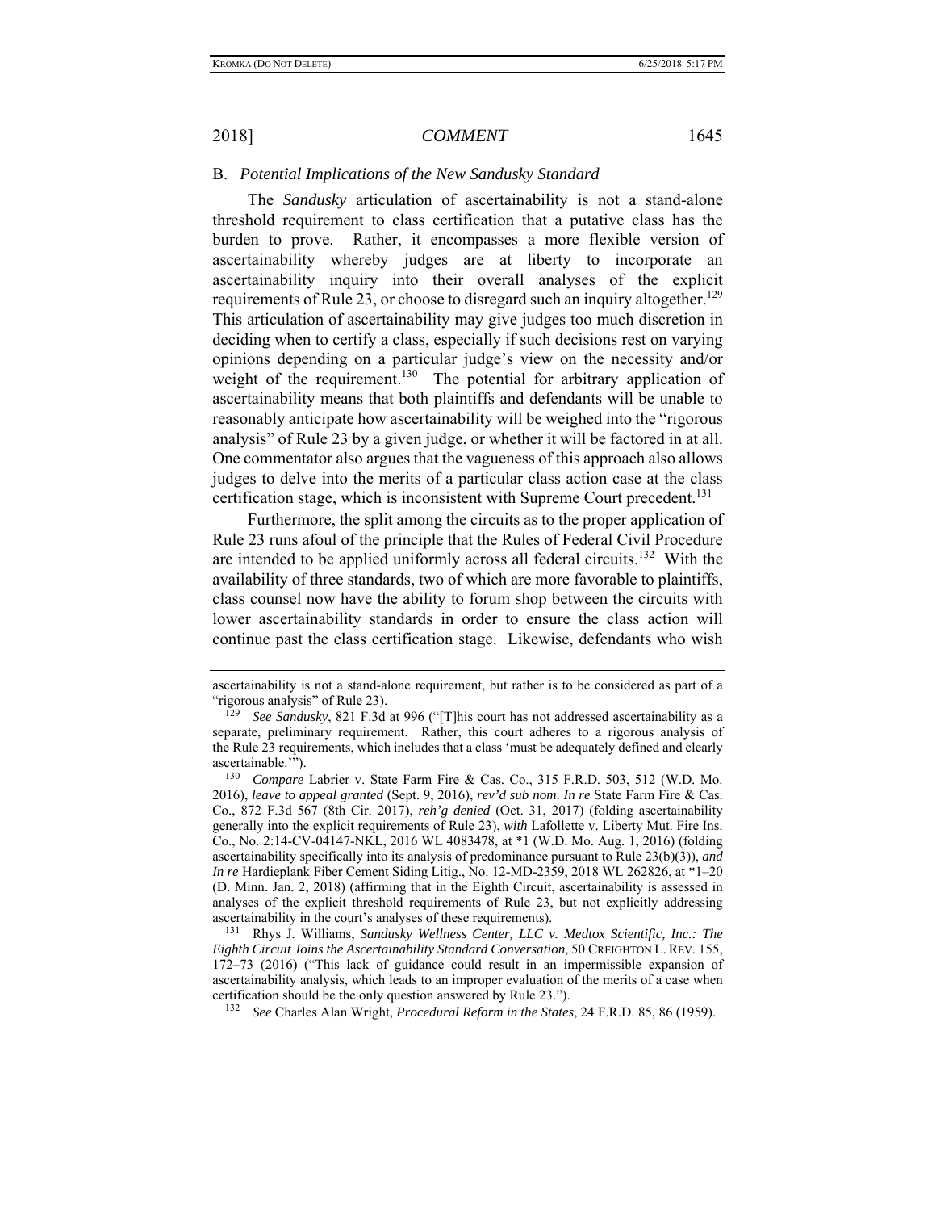### B. *Potential Implications of the New Sandusky Standard*

The *Sandusky* articulation of ascertainability is not a stand-alone threshold requirement to class certification that a putative class has the burden to prove. Rather, it encompasses a more flexible version of ascertainability whereby judges are at liberty to incorporate an ascertainability inquiry into their overall analyses of the explicit requirements of Rule 23, or choose to disregard such an inquiry altogether.[129] This articulation of ascertainability may give judges too much discretion in deciding when to certify a class, especially if such decisions rest on varying opinions depending on a particular judge's view on the necessity and/or weight of the requirement.[130] The potential for arbitrary application of ascertainability means that both plaintiffs and defendants will be unable to reasonably anticipate how ascertainability will be weighed into the "rigorous analysis" of Rule 23 by a given judge, or whether it will be factored in at all. One commentator also argues that the vagueness of this approach also allows judges to delve into the merits of a particular class action case at the class certification stage, which is inconsistent with Supreme Court precedent.[131]

Furthermore, the split among the circuits as to the proper application of Rule 23 runs afoul of the principle that the Rules of Federal Civil Procedure are intended to be applied uniformly across all federal circuits.[132] With the availability of three standards, two of which are more favorable to plaintiffs, class counsel now have the ability to forum shop between the circuits with lower ascertainability standards in order to ensure the class action will continue past the class certification stage. Likewise, defendants who wish

---

ascertainability is not a stand-alone requirement, but rather is to be considered as part of a "rigorous analysis" of Rule 23).

[129] *See Sandusky*, 821 F.3d at 996 ("[T]his court has not addressed ascertainability as a separate, preliminary requirement. Rather, this court adheres to a rigorous analysis of the Rule 23 requirements, which includes that a class 'must be adequately defined and clearly ascertainable.'").

[130] *Compare* Labrier v. State Farm Fire & Cas. Co., 315 F.R.D. 503, 512 (W.D. Mo. 2016), *leave to appeal granted* (Sept. 9, 2016), *rev'd sub nom*. *In re* State Farm Fire & Cas. Co., 872 F.3d 567 (8th Cir. 2017), *reh'g denied* (Oct. 31, 2017) (folding ascertainability generally into the explicit requirements of Rule 23), *with* Lafollette v. Liberty Mut. Fire Ins. Co., No. 2:14-CV-04147-NKL, 2016 WL 4083478, at *1 (W.D. Mo. Aug. 1, 2016) (folding ascertainability specifically into its analysis of predominance pursuant to Rule 23(b)(3)), *and In re* Hardieplank Fiber Cement Siding Litig., No. 12-MD-2359, 2018 WL 262826, at *1–20 (D. Minn. Jan. 2, 2018) (affirming that in the Eighth Circuit, ascertainability is assessed in analyses of the explicit threshold requirements of Rule 23, but not explicitly addressing ascertainability in the court's analyses of these requirements).

[131] Rhys J. Williams, *Sandusky Wellness Center, LLC v. Medtox Scientific, Inc.: The Eighth Circuit Joins the Ascertainability Standard Conversation*, 50 CREIGHTON L. REV. 155, 172–73 (2016) ("This lack of guidance could result in an impermissible expansion of ascertainability analysis, which leads to an improper evaluation of the merits of a case when certification should be the only question answered by Rule 23.").

[132] *See* Charles Alan Wright, *Procedural Reform in the States*, 24 F.R.D. 85, 86 (1959).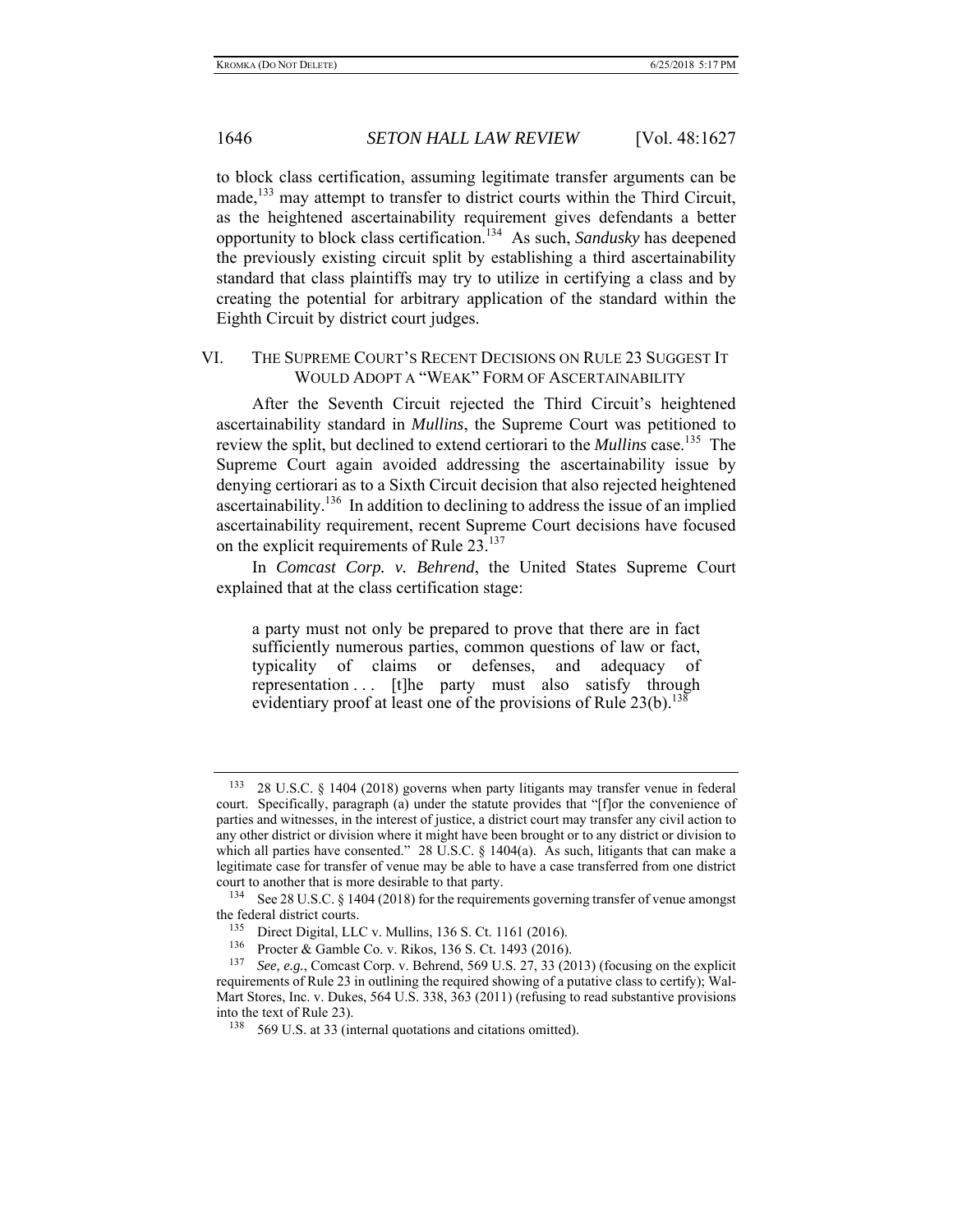to block class certification, assuming legitimate transfer arguments can be made,[133] may attempt to transfer to district courts within the Third Circuit, as the heightened ascertainability requirement gives defendants a better opportunity to block class certification.[134] As such, *Sandusky* has deepened the previously existing circuit split by establishing a third ascertainability standard that class plaintiffs may try to utilize in certifying a class and by creating the potential for arbitrary application of the standard within the Eighth Circuit by district court judges.

## VI. The Supreme Court's Recent Decisions on Rule 23 Suggest It Would Adopt a "Weak" Form of Ascertainability

After the Seventh Circuit rejected the Third Circuit's heightened ascertainability standard in *Mullins*, the Supreme Court was petitioned to review the split, but declined to extend certiorari to the *Mullins* case.[135] The Supreme Court again avoided addressing the ascertainability issue by denying certiorari as to a Sixth Circuit decision that also rejected heightened ascertainability.[136] In addition to declining to address the issue of an implied ascertainability requirement, recent Supreme Court decisions have focused on the explicit requirements of Rule 23.[137]

In *Comcast Corp. v. Behrend*, the United States Supreme Court explained that at the class certification stage:

> a party must not only be prepared to prove that there are in fact sufficiently numerous parties, common questions of law or fact, typicality of claims or defenses, and adequacy of representation . . . [t]he party must also satisfy through evidentiary proof at least one of the provisions of Rule 23(b).[138]

---

[133] 28 U.S.C. § 1404 (2018) governs when party litigants may transfer venue in federal court. Specifically, paragraph (a) under the statute provides that "[f]or the convenience of parties and witnesses, in the interest of justice, a district court may transfer any civil action to any other district or division where it might have been brought or to any district or division to which all parties have consented." 28 U.S.C. § 1404(a). As such, litigants that can make a legitimate case for transfer of venue may be able to have a case transferred from one district court to another that is more desirable to that party.

[134] See 28 U.S.C. § 1404 (2018) for the requirements governing transfer of venue amongst the federal district courts.

[135] Direct Digital, LLC v. Mullins, 136 S. Ct. 1161 (2016).

[136] Procter & Gamble Co. v. Rikos, 136 S. Ct. 1493 (2016).

[137] *See, e.g.*, Comcast Corp. v. Behrend, 569 U.S. 27, 33 (2013) (focusing on the explicit requirements of Rule 23 in outlining the required showing of a putative class to certify); Wal-Mart Stores, Inc. v. Dukes, 564 U.S. 338, 363 (2011) (refusing to read substantive provisions into the text of Rule 23).

[138] 569 U.S. at 33 (internal quotations and citations omitted).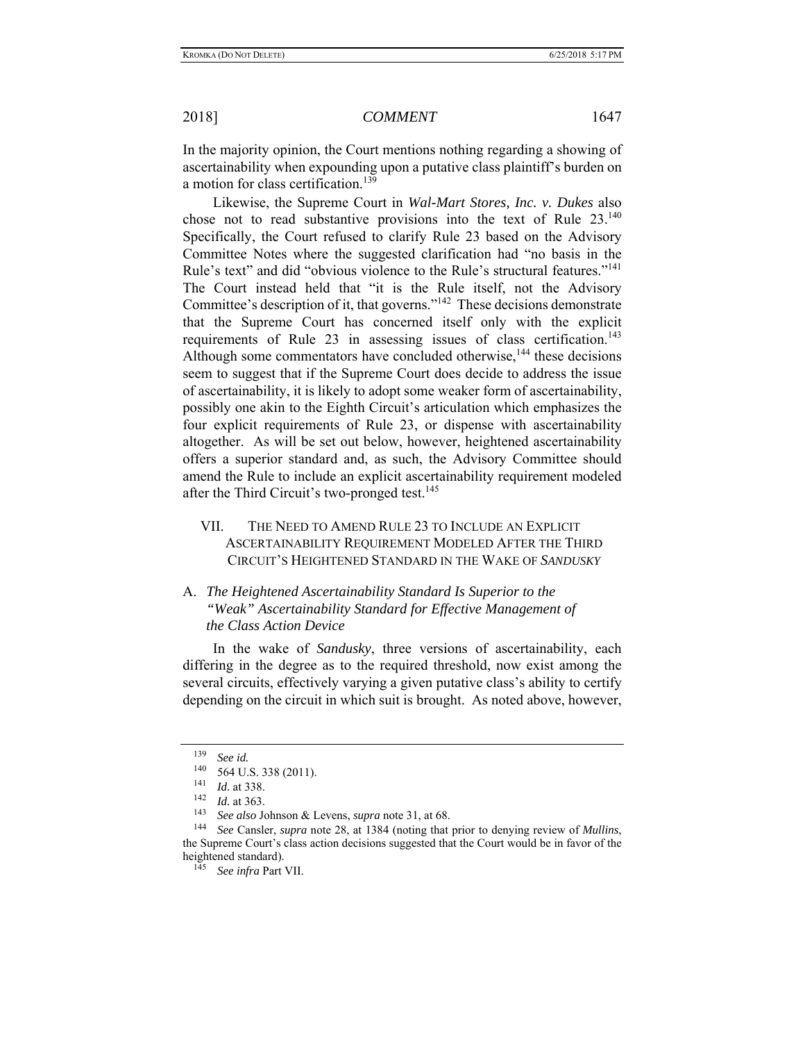In the majority opinion, the Court mentions nothing regarding a showing of ascertainability when expounding upon a putative class plaintiff's burden on a motion for class certification.[139]

Likewise, the Supreme Court in *Wal-Mart Stores, Inc. v. Dukes* also chose not to read substantive provisions into the text of Rule 23.[140] Specifically, the Court refused to clarify Rule 23 based on the Advisory Committee Notes where the suggested clarification had "no basis in the Rule's text" and did "obvious violence to the Rule's structural features."[141] The Court instead held that "it is the Rule itself, not the Advisory Committee's description of it, that governs."[142] These decisions demonstrate that the Supreme Court has concerned itself only with the explicit requirements of Rule 23 in assessing issues of class certification.[143] Although some commentators have concluded otherwise,[144] these decisions seem to suggest that if the Supreme Court does decide to address the issue of ascertainability, it is likely to adopt some weaker form of ascertainability, possibly one akin to the Eighth Circuit's articulation which emphasizes the four explicit requirements of Rule 23, or dispense with ascertainability altogether. As will be set out below, however, heightened ascertainability offers a superior standard and, as such, the Advisory Committee should amend the Rule to include an explicit ascertainability requirement modeled after the Third Circuit's two-pronged test.[145]

## VII. THE NEED TO AMEND RULE 23 TO INCLUDE AN EXPLICIT ASCERTAINABILITY REQUIREMENT MODELED AFTER THE THIRD CIRCUIT'S HEIGHTENED STANDARD IN THE WAKE OF *SANDUSKY*

### A. *The Heightened Ascertainability Standard Is Superior to the "Weak" Ascertainability Standard for Effective Management of the Class Action Device*

In the wake of *Sandusky*, three versions of ascertainability, each differing in the degree as to the required threshold, now exist among the several circuits, effectively varying a given putative class's ability to certify depending on the circuit in which suit is brought. As noted above, however,

---

[139] *See id.*

[140] 564 U.S. 338 (2011).

[141] *Id.* at 338.

[142] *Id.* at 363.

[143] *See also* Johnson & Levens, *supra* note 31, at 68.

[144] *See* Cansler, *supra* note 28, at 1384 (noting that prior to denying review of *Mullins*, the Supreme Court's class action decisions suggested that the Court would be in favor of the heightened standard).

[145] *See infra* Part VII.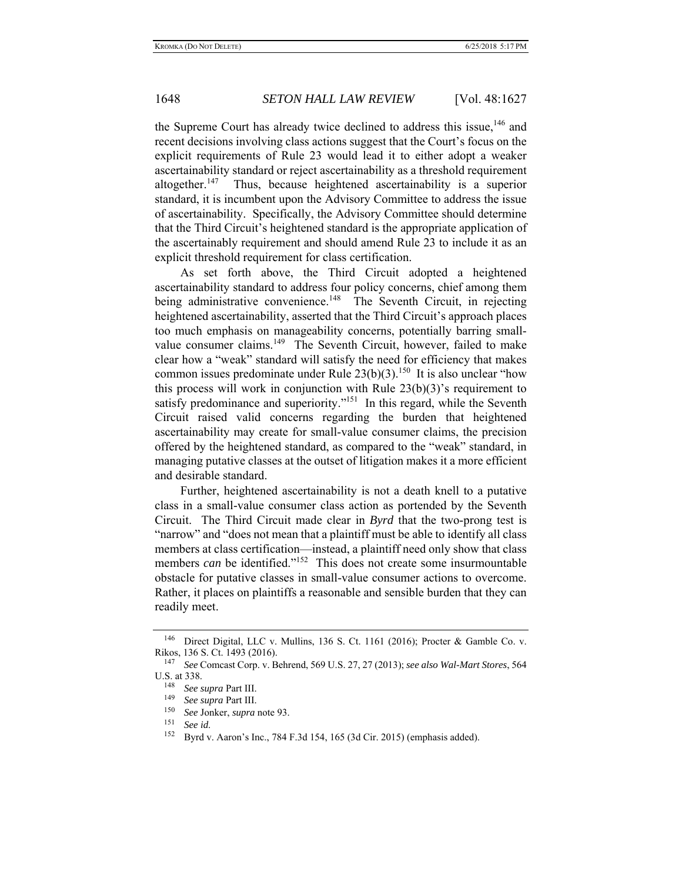the Supreme Court has already twice declined to address this issue,[146] and recent decisions involving class actions suggest that the Court's focus on the explicit requirements of Rule 23 would lead it to either adopt a weaker ascertainability standard or reject ascertainability as a threshold requirement altogether.[147] Thus, because heightened ascertainability is a superior standard, it is incumbent upon the Advisory Committee to address the issue of ascertainability. Specifically, the Advisory Committee should determine that the Third Circuit's heightened standard is the appropriate application of the ascertainably requirement and should amend Rule 23 to include it as an explicit threshold requirement for class certification.

As set forth above, the Third Circuit adopted a heightened ascertainability standard to address four policy concerns, chief among them being administrative convenience.[148] The Seventh Circuit, in rejecting heightened ascertainability, asserted that the Third Circuit's approach places too much emphasis on manageability concerns, potentially barring small-value consumer claims.[149] The Seventh Circuit, however, failed to make clear how a "weak" standard will satisfy the need for efficiency that makes common issues predominate under Rule 23(b)(3).[150] It is also unclear "how this process will work in conjunction with Rule 23(b)(3)'s requirement to satisfy predominance and superiority."[151] In this regard, while the Seventh Circuit raised valid concerns regarding the burden that heightened ascertainability may create for small-value consumer claims, the precision offered by the heightened standard, as compared to the "weak" standard, in managing putative classes at the outset of litigation makes it a more efficient and desirable standard.

Further, heightened ascertainability is not a death knell to a putative class in a small-value consumer class action as portended by the Seventh Circuit. The Third Circuit made clear in *Byrd* that the two-prong test is "narrow" and "does not mean that a plaintiff must be able to identify all class members at class certification—instead, a plaintiff need only show that class members *can* be identified."[152] This does not create some insurmountable obstacle for putative classes in small-value consumer actions to overcome. Rather, it places on plaintiffs a reasonable and sensible burden that they can readily meet.

---

[146] Direct Digital, LLC v. Mullins, 136 S. Ct. 1161 (2016); Procter & Gamble Co. v. Rikos, 136 S. Ct. 1493 (2016).

[147] *See* Comcast Corp. v. Behrend, 569 U.S. 27, 27 (2013); *see also Wal-Mart Stores*, 564 U.S. at 338.

[148] *See supra* Part III.

[149] *See supra* Part III.

[150] *See* Jonker, *supra* note 93.

[151] *See id.*

[152] Byrd v. Aaron's Inc., 784 F.3d 154, 165 (3d Cir. 2015) (emphasis added).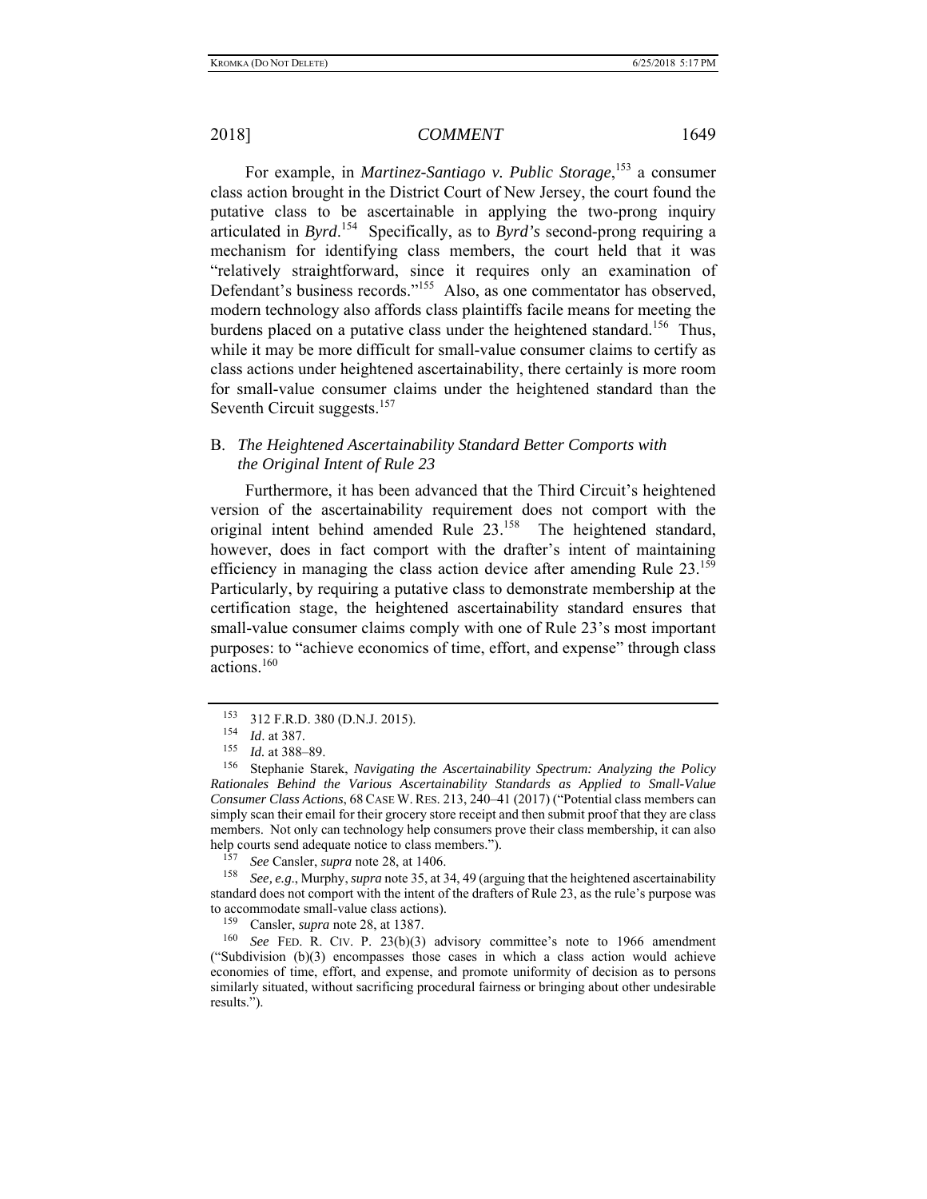For example, in *Martinez-Santiago v. Public Storage*,[153] a consumer class action brought in the District Court of New Jersey, the court found the putative class to be ascertainable in applying the two-prong inquiry articulated in *Byrd*.[154] Specifically, as to *Byrd's* second-prong requiring a mechanism for identifying class members, the court held that it was "relatively straightforward, since it requires only an examination of Defendant's business records."[155] Also, as one commentator has observed, modern technology also affords class plaintiffs facile means for meeting the burdens placed on a putative class under the heightened standard.[156] Thus, while it may be more difficult for small-value consumer claims to certify as class actions under heightened ascertainability, there certainly is more room for small-value consumer claims under the heightened standard than the Seventh Circuit suggests.[157]

## B. *The Heightened Ascertainability Standard Better Comports with the Original Intent of Rule 23*

Furthermore, it has been advanced that the Third Circuit's heightened version of the ascertainability requirement does not comport with the original intent behind amended Rule 23.[158] The heightened standard, however, does in fact comport with the drafter's intent of maintaining efficiency in managing the class action device after amending Rule 23.[159] Particularly, by requiring a putative class to demonstrate membership at the certification stage, the heightened ascertainability standard ensures that small-value consumer claims comply with one of Rule 23's most important purposes: to "achieve economics of time, effort, and expense" through class actions.[160]

---

[153] 312 F.R.D. 380 (D.N.J. 2015).

[154] *Id*. at 387.

[155] *Id.* at 388–89.

[156] Stephanie Starek, *Navigating the Ascertainability Spectrum: Analyzing the Policy Rationales Behind the Various Ascertainability Standards as Applied to Small-Value Consumer Class Actions*, 68 CASE W. RES. 213, 240–41 (2017) ("Potential class members can simply scan their email for their grocery store receipt and then submit proof that they are class members. Not only can technology help consumers prove their class membership, it can also help courts send adequate notice to class members.").

[157] *See* Cansler, *supra* note 28, at 1406.

[158] *See, e.g.*, Murphy, *supra* note 35, at 34, 49 (arguing that the heightened ascertainability standard does not comport with the intent of the drafters of Rule 23, as the rule's purpose was to accommodate small-value class actions).

[159] Cansler, *supra* note 28, at 1387.

[160] *See* FED. R. CIV. P. 23(b)(3) advisory committee's note to 1966 amendment ("Subdivision (b)(3) encompasses those cases in which a class action would achieve economies of time, effort, and expense, and promote uniformity of decision as to persons similarly situated, without sacrificing procedural fairness or bringing about other undesirable results.").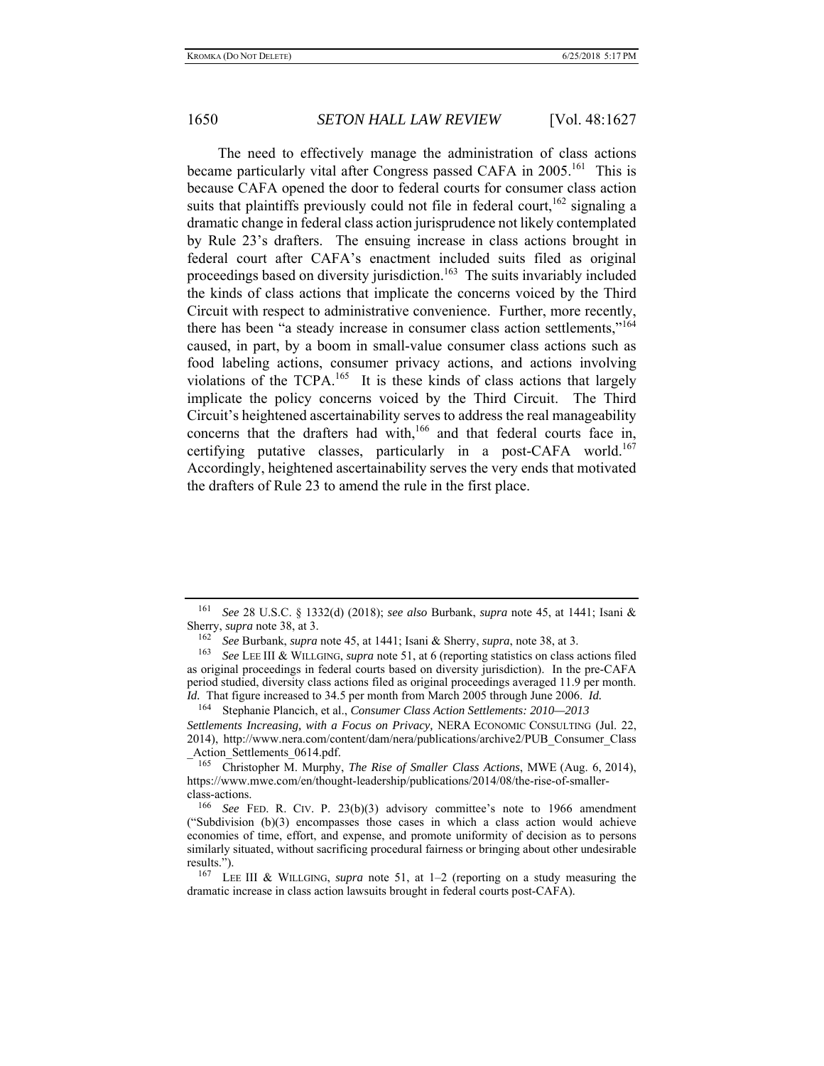The need to effectively manage the administration of class actions became particularly vital after Congress passed CAFA in 2005.[161] This is because CAFA opened the door to federal courts for consumer class action suits that plaintiffs previously could not file in federal court,[162] signaling a dramatic change in federal class action jurisprudence not likely contemplated by Rule 23's drafters. The ensuing increase in class actions brought in federal court after CAFA's enactment included suits filed as original proceedings based on diversity jurisdiction.[163] The suits invariably included the kinds of class actions that implicate the concerns voiced by the Third Circuit with respect to administrative convenience. Further, more recently, there has been "a steady increase in consumer class action settlements,"[164] caused, in part, by a boom in small-value consumer class actions such as food labeling actions, consumer privacy actions, and actions involving violations of the TCPA.[165] It is these kinds of class actions that largely implicate the policy concerns voiced by the Third Circuit. The Third Circuit's heightened ascertainability serves to address the real manageability concerns that the drafters had with,[166] and that federal courts face in, certifying putative classes, particularly in a post-CAFA world.[167] Accordingly, heightened ascertainability serves the very ends that motivated the drafters of Rule 23 to amend the rule in the first place.

---

[161] *See* 28 U.S.C. § 1332(d) (2018); *see also* Burbank, *supra* note 45, at 1441; Isani & Sherry, *supra* note 38, at 3.

[162] *See* Burbank, *supra* note 45, at 1441; Isani & Sherry, *supra*, note 38, at 3.

[163] *See* LEE III & WILLGING, *supra* note 51, at 6 (reporting statistics on class actions filed as original proceedings in federal courts based on diversity jurisdiction). In the pre-CAFA period studied, diversity class actions filed as original proceedings averaged 11.9 per month. *Id.* That figure increased to 34.5 per month from March 2005 through June 2006. *Id.*

[164] Stephanie Plancich, et al., *Consumer Class Action Settlements: 2010—2013 Settlements Increasing, with a Focus on Privacy,* NERA ECONOMIC CONSULTING (Jul. 22, 2014), http://www.nera.com/content/dam/nera/publications/archive2/PUB_Consumer_Class_Action_Settlements_0614.pdf.

[165] Christopher M. Murphy, *The Rise of Smaller Class Actions*, MWE (Aug. 6, 2014), https://www.mwe.com/en/thought-leadership/publications/2014/08/the-rise-of-smaller-class-actions.

[166] *See* FED. R. CIV. P. 23(b)(3) advisory committee's note to 1966 amendment ("Subdivision (b)(3) encompasses those cases in which a class action would achieve economies of time, effort, and expense, and promote uniformity of decision as to persons similarly situated, without sacrificing procedural fairness or bringing about other undesirable results.").

[167] LEE III & WILLGING, *supra* note 51, at 1–2 (reporting on a study measuring the dramatic increase in class action lawsuits brought in federal courts post-CAFA).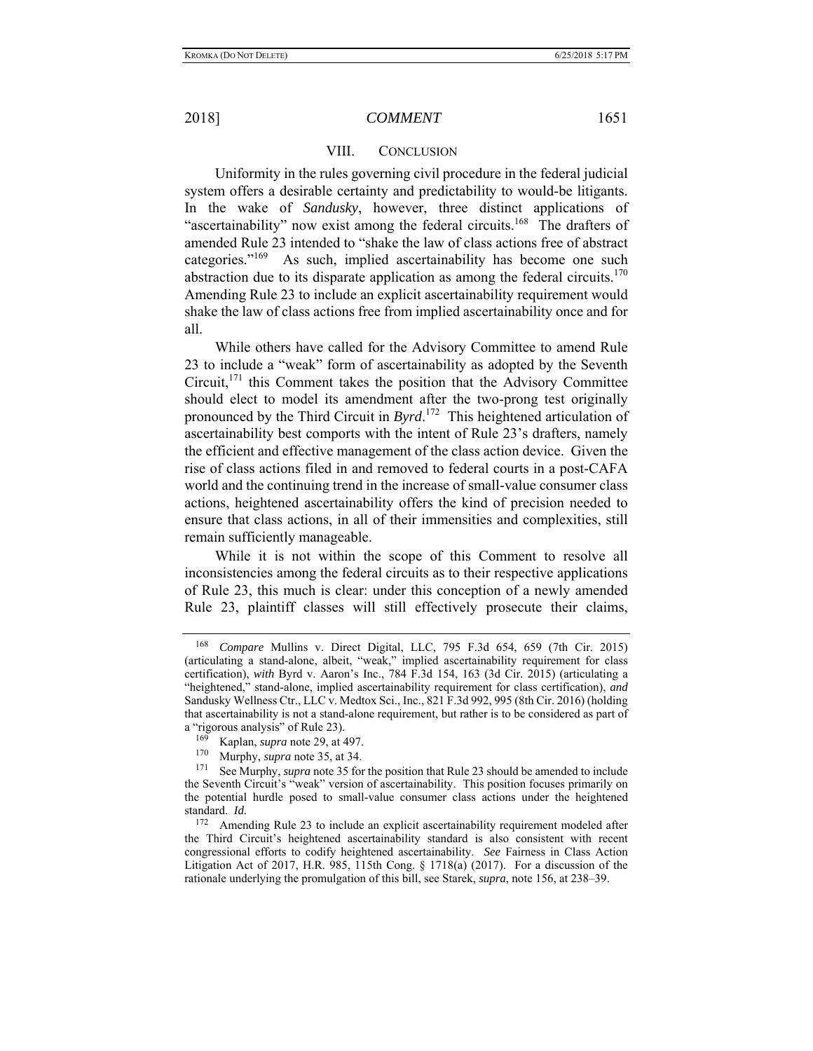## VIII. CONCLUSION

Uniformity in the rules governing civil procedure in the federal judicial system offers a desirable certainty and predictability to would-be litigants. In the wake of *Sandusky*, however, three distinct applications of "ascertainability" now exist among the federal circuits.[168] The drafters of amended Rule 23 intended to "shake the law of class actions free of abstract categories."[169] As such, implied ascertainability has become one such abstraction due to its disparate application as among the federal circuits.[170] Amending Rule 23 to include an explicit ascertainability requirement would shake the law of class actions free from implied ascertainability once and for all.

While others have called for the Advisory Committee to amend Rule 23 to include a "weak" form of ascertainability as adopted by the Seventh Circuit,[171] this Comment takes the position that the Advisory Committee should elect to model its amendment after the two-prong test originally pronounced by the Third Circuit in *Byrd*.[172] This heightened articulation of ascertainability best comports with the intent of Rule 23's drafters, namely the efficient and effective management of the class action device. Given the rise of class actions filed in and removed to federal courts in a post-CAFA world and the continuing trend in the increase of small-value consumer class actions, heightened ascertainability offers the kind of precision needed to ensure that class actions, in all of their immensities and complexities, still remain sufficiently manageable.

While it is not within the scope of this Comment to resolve all inconsistencies among the federal circuits as to their respective applications of Rule 23, this much is clear: under this conception of a newly amended Rule 23, plaintiff classes will still effectively prosecute their claims,

---

[168] *Compare* Mullins v. Direct Digital, LLC, 795 F.3d 654, 659 (7th Cir. 2015) (articulating a stand-alone, albeit, "weak," implied ascertainability requirement for class certification), *with* Byrd v. Aaron's Inc., 784 F.3d 154, 163 (3d Cir. 2015) (articulating a "heightened," stand-alone, implied ascertainability requirement for class certification), *and* Sandusky Wellness Ctr., LLC v. Medtox Sci., Inc., 821 F.3d 992, 995 (8th Cir. 2016) (holding that ascertainability is not a stand-alone requirement, but rather is to be considered as part of a "rigorous analysis" of Rule 23).

[169] Kaplan, *supra* note 29, at 497.

[170] Murphy, *supra* note 35, at 34.

[171] See Murphy, *supra* note 35 for the position that Rule 23 should be amended to include the Seventh Circuit's "weak" version of ascertainability. This position focuses primarily on the potential hurdle posed to small-value consumer class actions under the heightened standard. *Id.*

[172] Amending Rule 23 to include an explicit ascertainability requirement modeled after the Third Circuit's heightened ascertainability standard is also consistent with recent congressional efforts to codify heightened ascertainability. *See* Fairness in Class Action Litigation Act of 2017, H.R. 985, 115th Cong. § 1718(a) (2017). For a discussion of the rationale underlying the promulgation of this bill, see Starek, *supra*, note 156, at 238–39.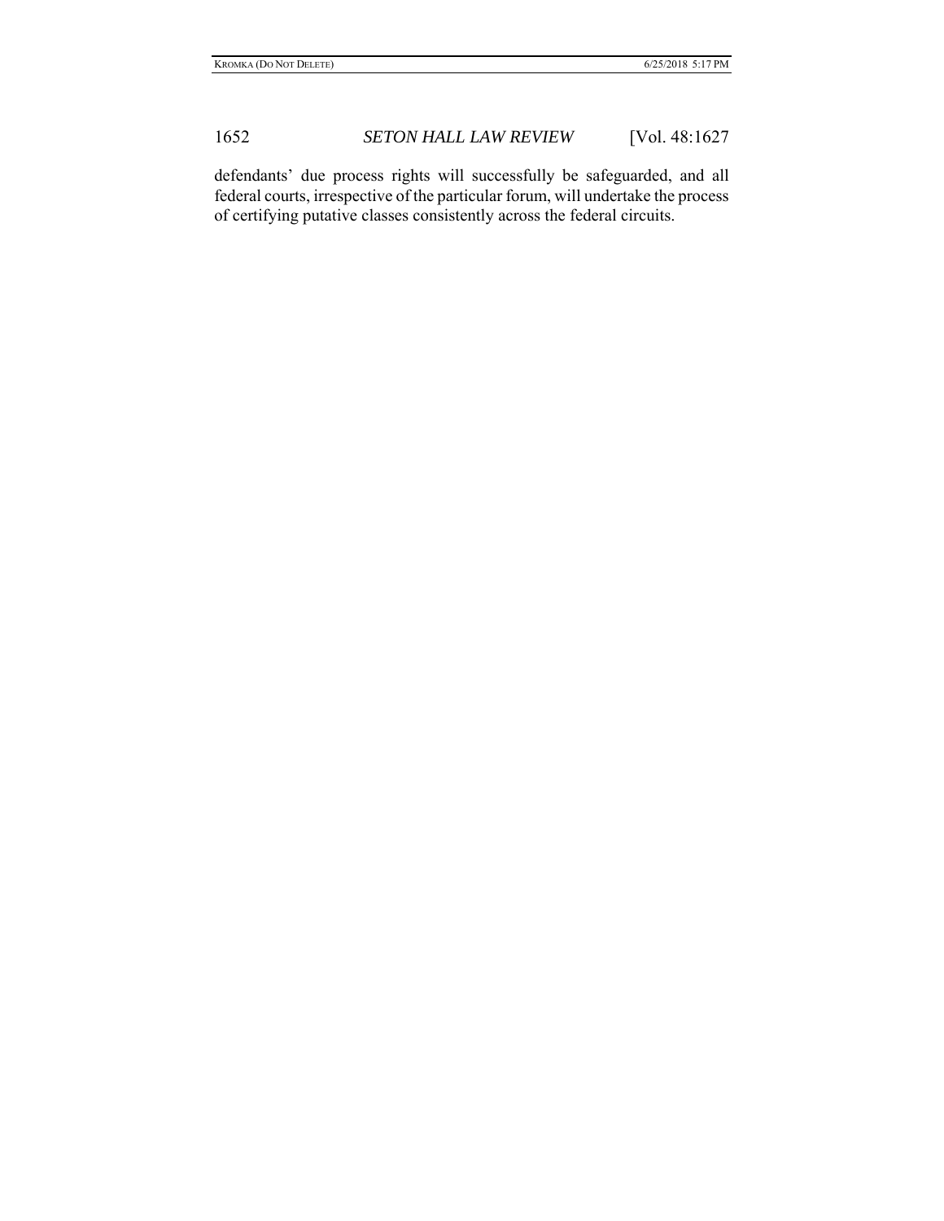defendants' due process rights will successfully be safeguarded, and all federal courts, irrespective of the particular forum, will undertake the process of certifying putative classes consistently across the federal circuits.